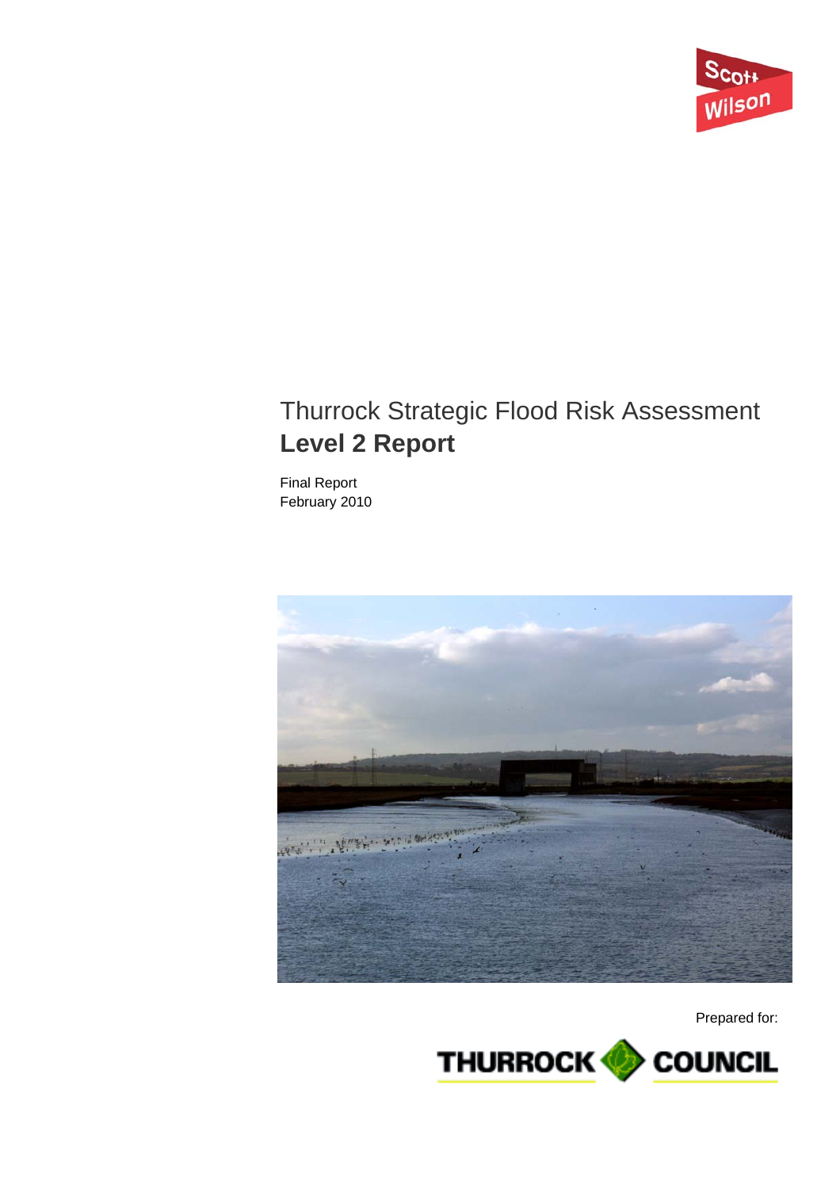Scott Wilson

# Thurrock Strategic Flood Risk Assessment
## **Level 2 Report**

Final Report
February 2010

Prepared for:

THURROCK COUNCIL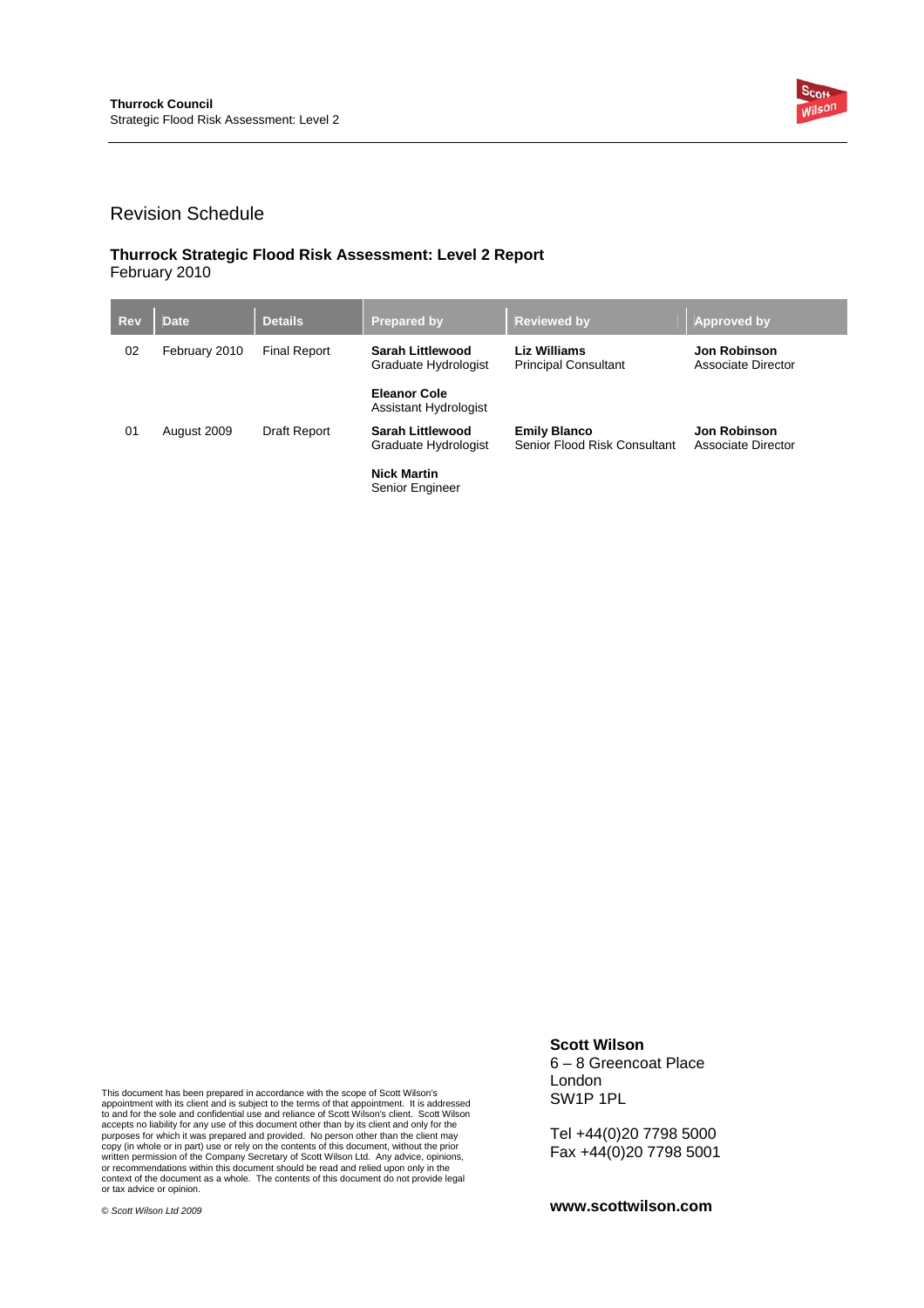## Revision Schedule

**Thurrock Strategic Flood Risk Assessment: Level 2 Report**
February 2010

| Rev | Date | Details | Prepared by | Reviewed by | Approved by |
|---|---|---|---|---|---|
| 02 | February 2010 | Final Report | **Sarah Littlewood**<br>Graduate Hydrologist<br><br>**Eleanor Cole**<br>Assistant Hydrologist | **Liz Williams**<br>Principal Consultant | **Jon Robinson**<br>Associate Director |
| 01 | August 2009 | Draft Report | **Sarah Littlewood**<br>Graduate Hydrologist<br><br>**Nick Martin**<br>Senior Engineer | **Emily Blanco**<br>Senior Flood Risk Consultant | **Jon Robinson**<br>Associate Director |

This document has been prepared in accordance with the scope of Scott Wilson's appointment with its client and is subject to the terms of that appointment. It is addressed to and for the sole and confidential use and reliance of Scott Wilson's client. Scott Wilson accepts no liability for any use of this document other than by its client and only for the purposes for which it was prepared and provided. No person other than the client may copy (in whole or in part) use or rely on the contents of this document, without the prior written permission of the Company Secretary of Scott Wilson Ltd. Any advice, opinions, or recommendations within this document should be read and relied upon only in the context of the document as a whole. The contents of this document do not provide legal or tax advice or opinion.

*© Scott Wilson Ltd 2009*

**Scott Wilson**
6 – 8 Greencoat Place
London
SW1P 1PL

Tel +44(0)20 7798 5000
Fax +44(0)20 7798 5001

**www.scottwilson.com**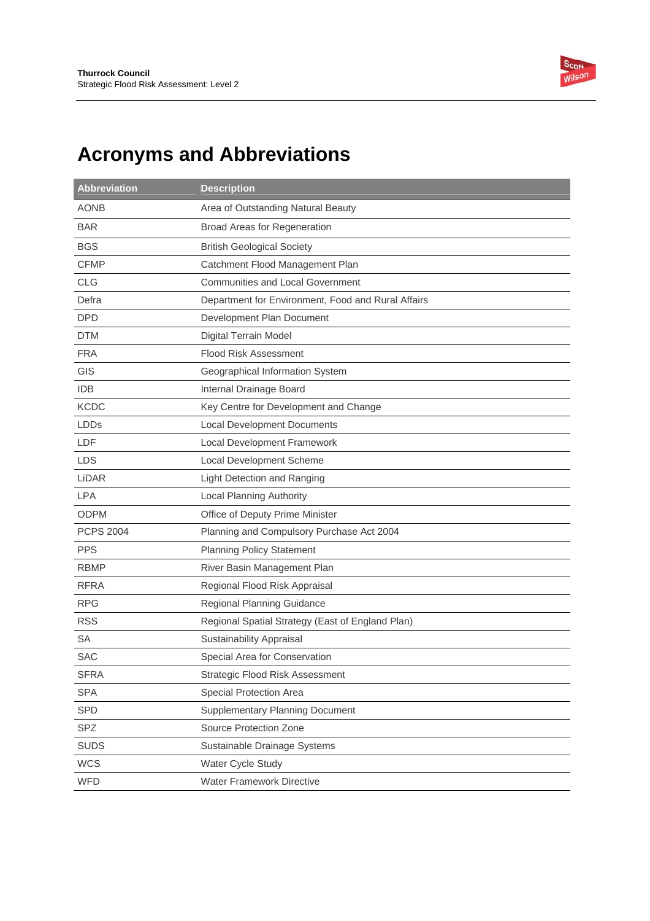# Acronyms and Abbreviations

| Abbreviation | Description |
|---|---|
| AONB | Area of Outstanding Natural Beauty |
| BAR | Broad Areas for Regeneration |
| BGS | British Geological Society |
| CFMP | Catchment Flood Management Plan |
| CLG | Communities and Local Government |
| Defra | Department for Environment, Food and Rural Affairs |
| DPD | Development Plan Document |
| DTM | Digital Terrain Model |
| FRA | Flood Risk Assessment |
| GIS | Geographical Information System |
| IDB | Internal Drainage Board |
| KCDC | Key Centre for Development and Change |
| LDDs | Local Development Documents |
| LDF | Local Development Framework |
| LDS | Local Development Scheme |
| LiDAR | Light Detection and Ranging |
| LPA | Local Planning Authority |
| ODPM | Office of Deputy Prime Minister |
| PCPS 2004 | Planning and Compulsory Purchase Act 2004 |
| PPS | Planning Policy Statement |
| RBMP | River Basin Management Plan |
| RFRA | Regional Flood Risk Appraisal |
| RPG | Regional Planning Guidance |
| RSS | Regional Spatial Strategy (East of England Plan) |
| SA | Sustainability Appraisal |
| SAC | Special Area for Conservation |
| SFRA | Strategic Flood Risk Assessment |
| SPA | Special Protection Area |
| SPD | Supplementary Planning Document |
| SPZ | Source Protection Zone |
| SUDS | Sustainable Drainage Systems |
| WCS | Water Cycle Study |
| WFD | Water Framework Directive |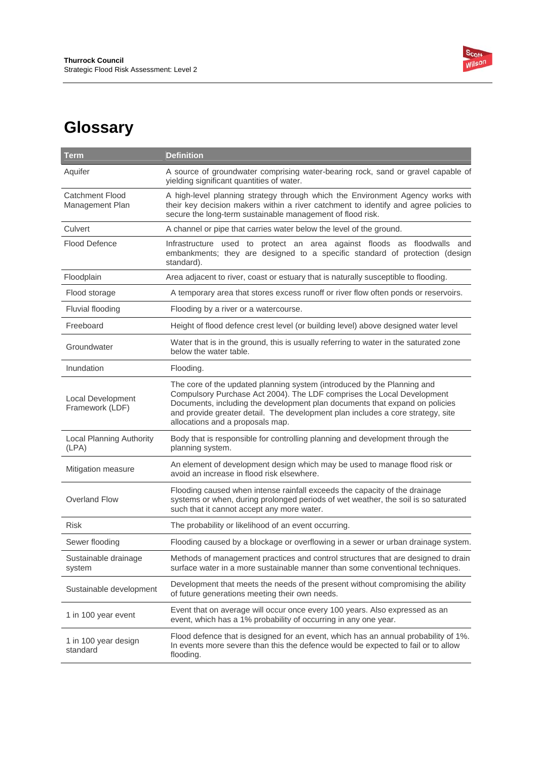# Glossary

| Term | Definition |
|---|---|
| Aquifer | A source of groundwater comprising water-bearing rock, sand or gravel capable of yielding significant quantities of water. |
| Catchment Flood Management Plan | A high-level planning strategy through which the Environment Agency works with their key decision makers within a river catchment to identify and agree policies to secure the long-term sustainable management of flood risk. |
| Culvert | A channel or pipe that carries water below the level of the ground. |
| Flood Defence | Infrastructure used to protect an area against floods as floodwalls and embankments; they are designed to a specific standard of protection (design standard). |
| Floodplain | Area adjacent to river, coast or estuary that is naturally susceptible to flooding. |
| Flood storage | A temporary area that stores excess runoff or river flow often ponds or reservoirs. |
| Fluvial flooding | Flooding by a river or a watercourse. |
| Freeboard | Height of flood defence crest level (or building level) above designed water level |
| Groundwater | Water that is in the ground, this is usually referring to water in the saturated zone below the water table. |
| Inundation | Flooding. |
| Local Development Framework (LDF) | The core of the updated planning system (introduced by the Planning and Compulsory Purchase Act 2004). The LDF comprises the Local Development Documents, including the development plan documents that expand on policies and provide greater detail. The development plan includes a core strategy, site allocations and a proposals map. |
| Local Planning Authority (LPA) | Body that is responsible for controlling planning and development through the planning system. |
| Mitigation measure | An element of development design which may be used to manage flood risk or avoid an increase in flood risk elsewhere. |
| Overland Flow | Flooding caused when intense rainfall exceeds the capacity of the drainage systems or when, during prolonged periods of wet weather, the soil is so saturated such that it cannot accept any more water. |
| Risk | The probability or likelihood of an event occurring. |
| Sewer flooding | Flooding caused by a blockage or overflowing in a sewer or urban drainage system. |
| Sustainable drainage system | Methods of management practices and control structures that are designed to drain surface water in a more sustainable manner than some conventional techniques. |
| Sustainable development | Development that meets the needs of the present without compromising the ability of future generations meeting their own needs. |
| 1 in 100 year event | Event that on average will occur once every 100 years. Also expressed as an event, which has a 1% probability of occurring in any one year. |
| 1 in 100 year design standard | Flood defence that is designed for an event, which has an annual probability of 1%. In events more severe than this the defence would be expected to fail or to allow flooding. |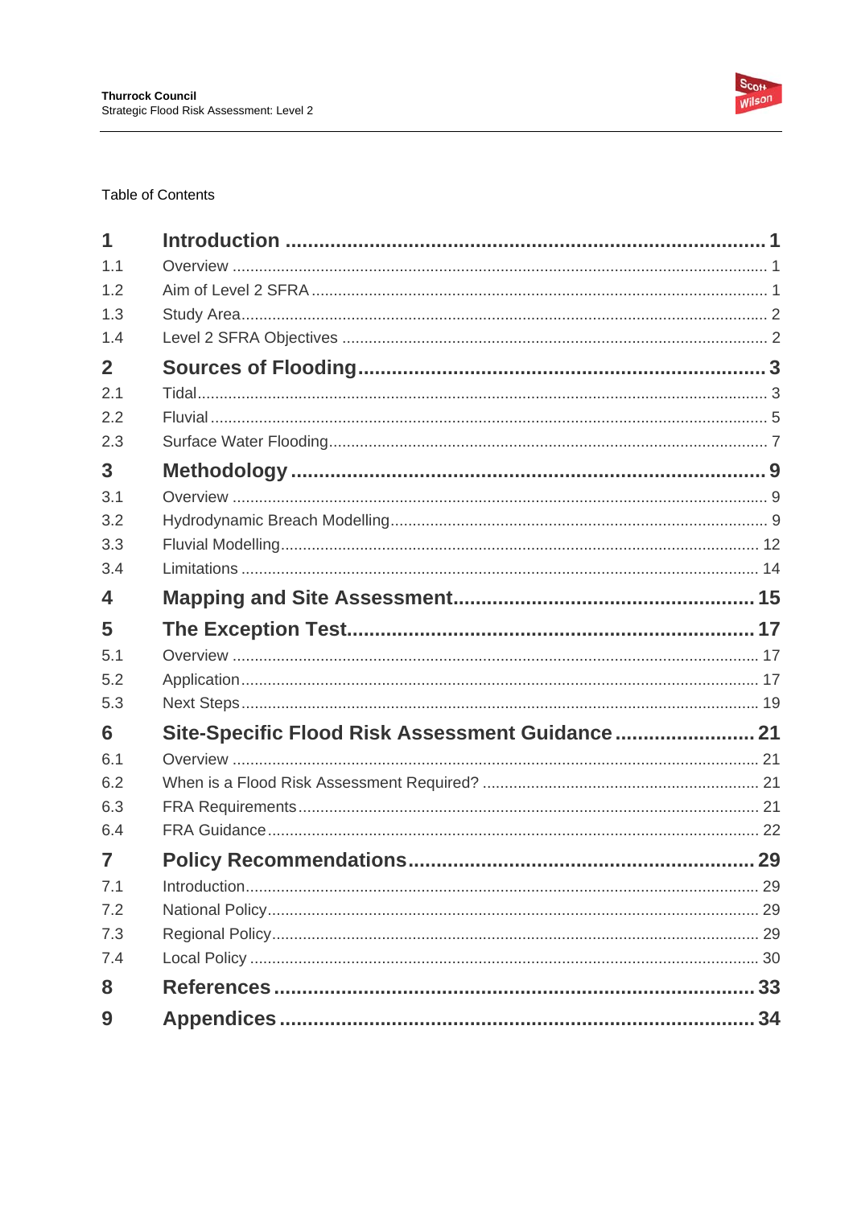Table of Contents

| | | |
|---|---|---|
| **1** | **Introduction** | **1** |
| 1.1 | Overview | 1 |
| 1.2 | Aim of Level 2 SFRA | 1 |
| 1.3 | Study Area | 2 |
| 1.4 | Level 2 SFRA Objectives | 2 |
| **2** | **Sources of Flooding** | **3** |
| 2.1 | Tidal | 3 |
| 2.2 | Fluvial | 5 |
| 2.3 | Surface Water Flooding | 7 |
| **3** | **Methodology** | **9** |
| 3.1 | Overview | 9 |
| 3.2 | Hydrodynamic Breach Modelling | 9 |
| 3.3 | Fluvial Modelling | 12 |
| 3.4 | Limitations | 14 |
| **4** | **Mapping and Site Assessment** | **15** |
| **5** | **The Exception Test** | **17** |
| 5.1 | Overview | 17 |
| 5.2 | Application | 17 |
| 5.3 | Next Steps | 19 |
| **6** | **Site-Specific Flood Risk Assessment Guidance** | **21** |
| 6.1 | Overview | 21 |
| 6.2 | When is a Flood Risk Assessment Required? | 21 |
| 6.3 | FRA Requirements | 21 |
| 6.4 | FRA Guidance | 22 |
| **7** | **Policy Recommendations** | **29** |
| 7.1 | Introduction | 29 |
| 7.2 | National Policy | 29 |
| 7.3 | Regional Policy | 29 |
| 7.4 | Local Policy | 30 |
| **8** | **References** | **33** |
| **9** | **Appendices** | **34** |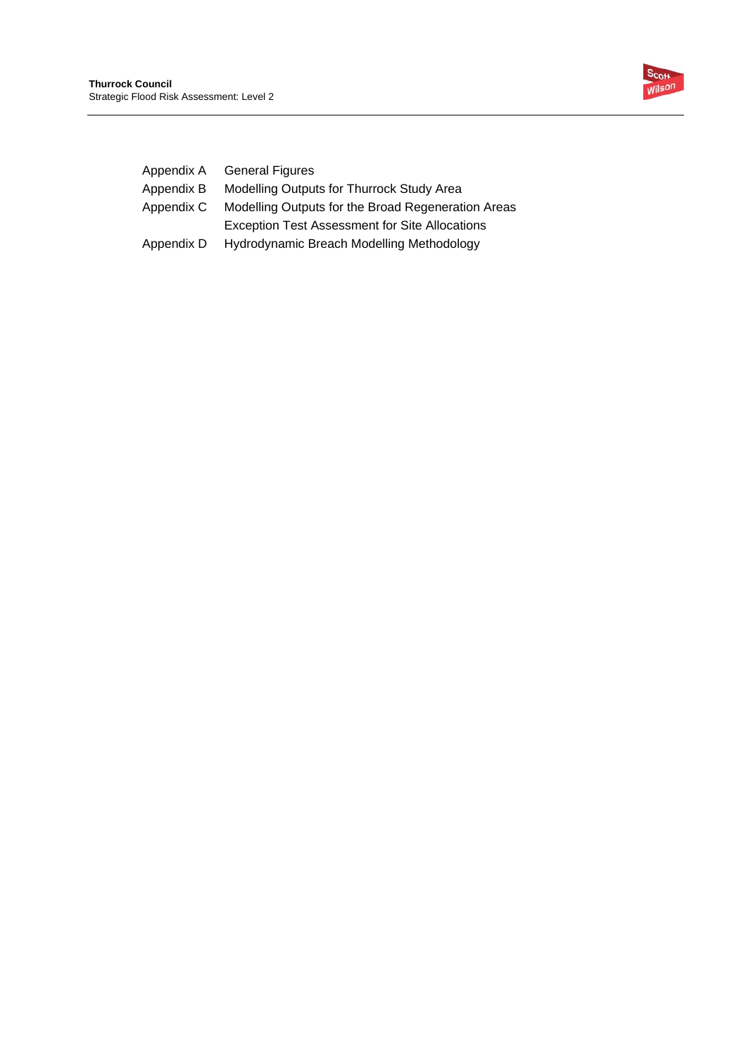| | |
|---|---|
| Appendix A | General Figures |
| Appendix B | Modelling Outputs for Thurrock Study Area |
| Appendix C | Modelling Outputs for the Broad Regeneration Areas |
| | Exception Test Assessment for Site Allocations |
| Appendix D | Hydrodynamic Breach Modelling Methodology |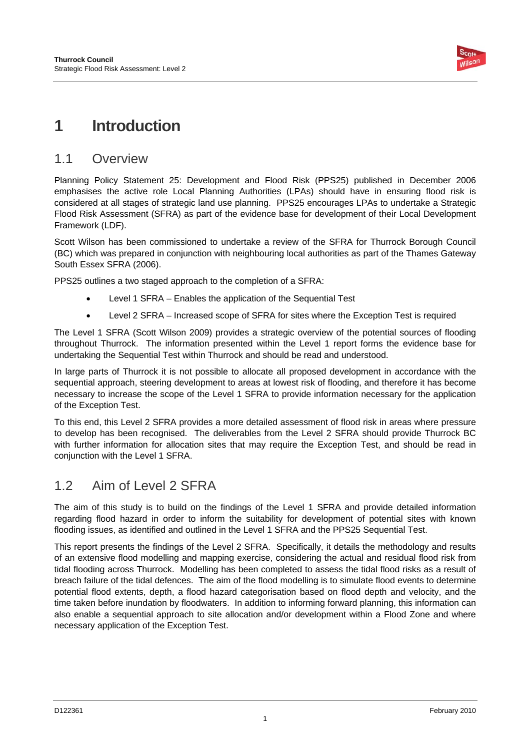# 1 Introduction

## 1.1 Overview

Planning Policy Statement 25: Development and Flood Risk (PPS25) published in December 2006 emphasises the active role Local Planning Authorities (LPAs) should have in ensuring flood risk is considered at all stages of strategic land use planning. PPS25 encourages LPAs to undertake a Strategic Flood Risk Assessment (SFRA) as part of the evidence base for development of their Local Development Framework (LDF).

Scott Wilson has been commissioned to undertake a review of the SFRA for Thurrock Borough Council (BC) which was prepared in conjunction with neighbouring local authorities as part of the Thames Gateway South Essex SFRA (2006).

PPS25 outlines a two staged approach to the completion of a SFRA:

- Level 1 SFRA – Enables the application of the Sequential Test
- Level 2 SFRA – Increased scope of SFRA for sites where the Exception Test is required

The Level 1 SFRA (Scott Wilson 2009) provides a strategic overview of the potential sources of flooding throughout Thurrock. The information presented within the Level 1 report forms the evidence base for undertaking the Sequential Test within Thurrock and should be read and understood.

In large parts of Thurrock it is not possible to allocate all proposed development in accordance with the sequential approach, steering development to areas at lowest risk of flooding, and therefore it has become necessary to increase the scope of the Level 1 SFRA to provide information necessary for the application of the Exception Test.

To this end, this Level 2 SFRA provides a more detailed assessment of flood risk in areas where pressure to develop has been recognised. The deliverables from the Level 2 SFRA should provide Thurrock BC with further information for allocation sites that may require the Exception Test, and should be read in conjunction with the Level 1 SFRA.

## 1.2 Aim of Level 2 SFRA

The aim of this study is to build on the findings of the Level 1 SFRA and provide detailed information regarding flood hazard in order to inform the suitability for development of potential sites with known flooding issues, as identified and outlined in the Level 1 SFRA and the PPS25 Sequential Test.

This report presents the findings of the Level 2 SFRA. Specifically, it details the methodology and results of an extensive flood modelling and mapping exercise, considering the actual and residual flood risk from tidal flooding across Thurrock. Modelling has been completed to assess the tidal flood risks as a result of breach failure of the tidal defences. The aim of the flood modelling is to simulate flood events to determine potential flood extents, depth, a flood hazard categorisation based on flood depth and velocity, and the time taken before inundation by floodwaters. In addition to informing forward planning, this information can also enable a sequential approach to site allocation and/or development within a Flood Zone and where necessary application of the Exception Test.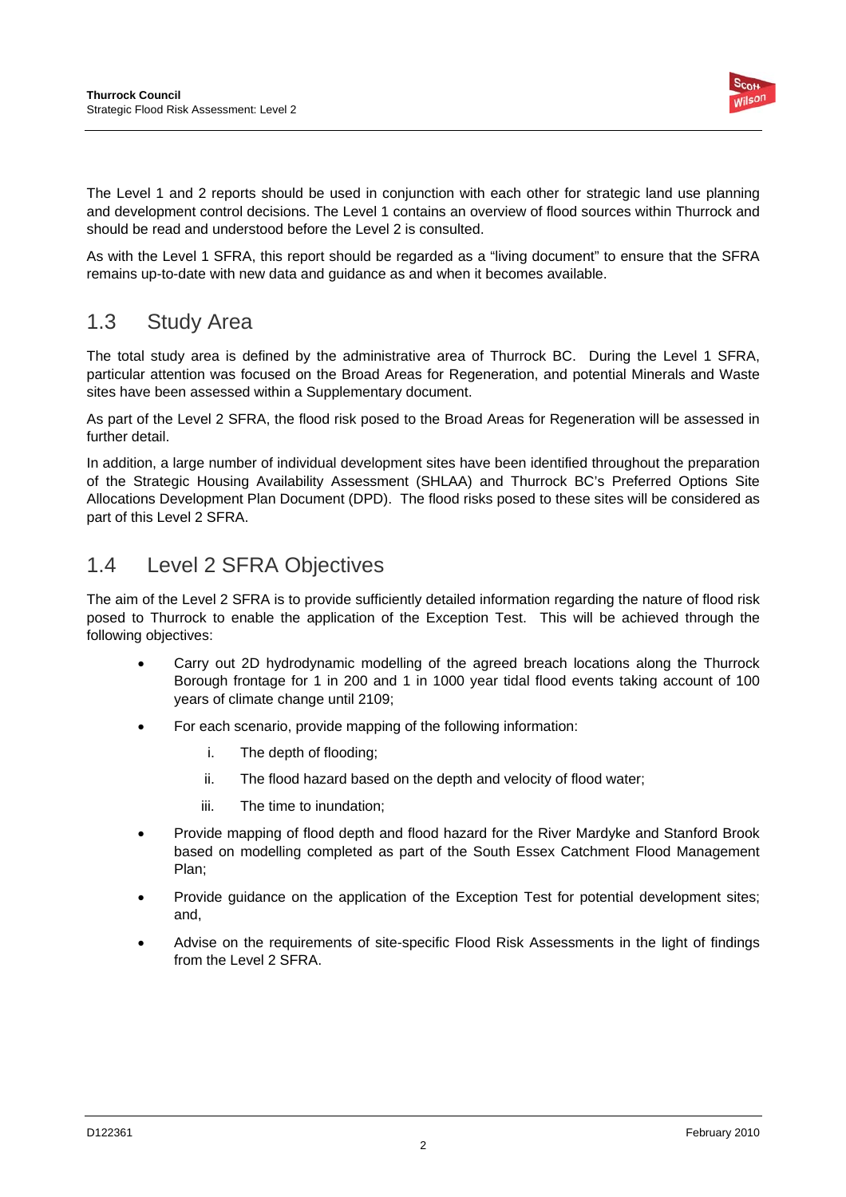The Level 1 and 2 reports should be used in conjunction with each other for strategic land use planning and development control decisions. The Level 1 contains an overview of flood sources within Thurrock and should be read and understood before the Level 2 is consulted.

As with the Level 1 SFRA, this report should be regarded as a "living document" to ensure that the SFRA remains up-to-date with new data and guidance as and when it becomes available.

## 1.3 Study Area

The total study area is defined by the administrative area of Thurrock BC. During the Level 1 SFRA, particular attention was focused on the Broad Areas for Regeneration, and potential Minerals and Waste sites have been assessed within a Supplementary document.

As part of the Level 2 SFRA, the flood risk posed to the Broad Areas for Regeneration will be assessed in further detail.

In addition, a large number of individual development sites have been identified throughout the preparation of the Strategic Housing Availability Assessment (SHLAA) and Thurrock BC's Preferred Options Site Allocations Development Plan Document (DPD). The flood risks posed to these sites will be considered as part of this Level 2 SFRA.

## 1.4 Level 2 SFRA Objectives

The aim of the Level 2 SFRA is to provide sufficiently detailed information regarding the nature of flood risk posed to Thurrock to enable the application of the Exception Test. This will be achieved through the following objectives:

- Carry out 2D hydrodynamic modelling of the agreed breach locations along the Thurrock Borough frontage for 1 in 200 and 1 in 1000 year tidal flood events taking account of 100 years of climate change until 2109;
- For each scenario, provide mapping of the following information:
    1. The depth of flooding;
    2. The flood hazard based on the depth and velocity of flood water;
    3. The time to inundation;
- Provide mapping of flood depth and flood hazard for the River Mardyke and Stanford Brook based on modelling completed as part of the South Essex Catchment Flood Management Plan;
- Provide guidance on the application of the Exception Test for potential development sites; and,
- Advise on the requirements of site-specific Flood Risk Assessments in the light of findings from the Level 2 SFRA.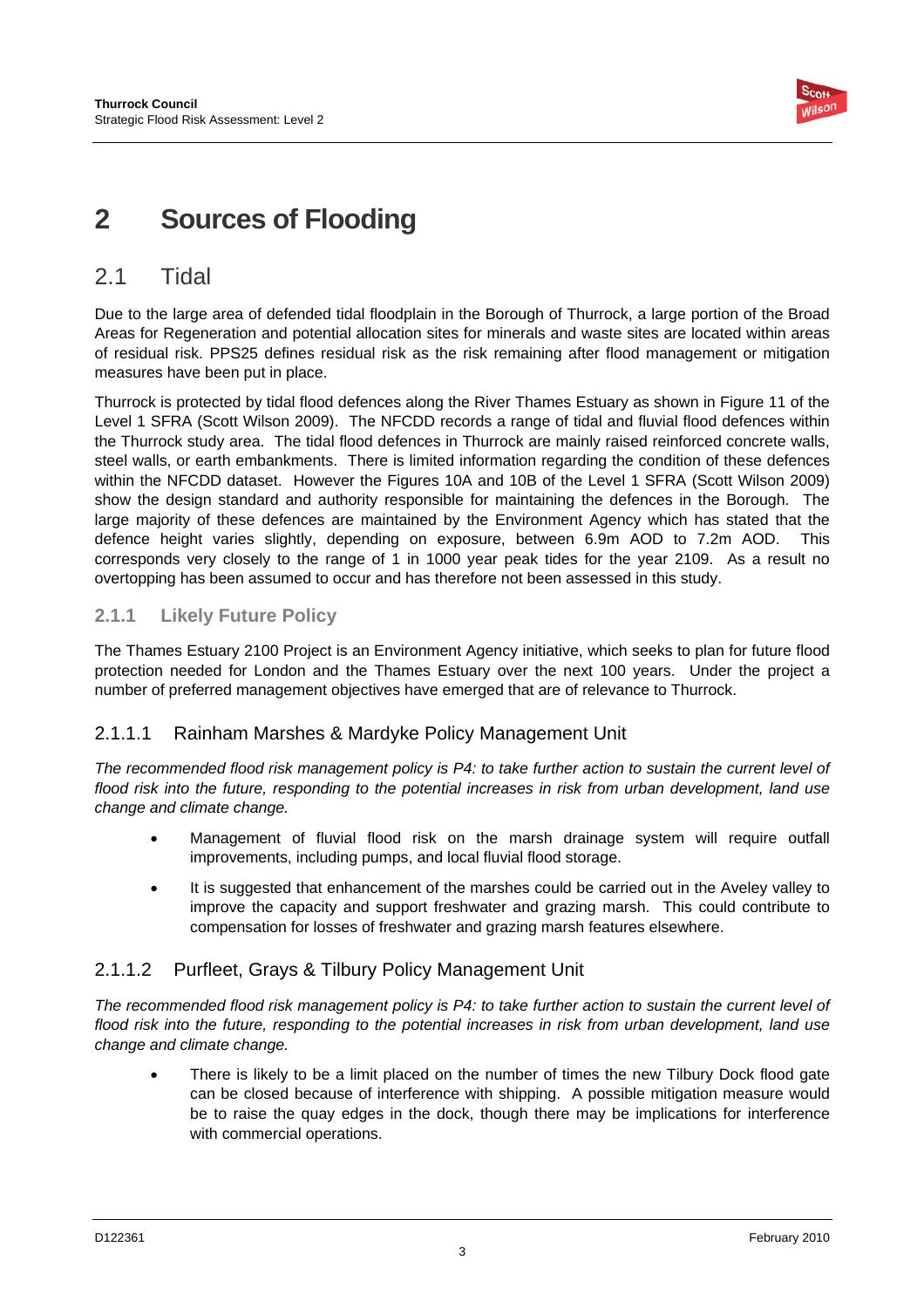# 2 Sources of Flooding

## 2.1 Tidal

Due to the large area of defended tidal floodplain in the Borough of Thurrock, a large portion of the Broad Areas for Regeneration and potential allocation sites for minerals and waste sites are located within areas of residual risk. PPS25 defines residual risk as the risk remaining after flood management or mitigation measures have been put in place.

Thurrock is protected by tidal flood defences along the River Thames Estuary as shown in Figure 11 of the Level 1 SFRA (Scott Wilson 2009). The NFCDD records a range of tidal and fluvial flood defences within the Thurrock study area. The tidal flood defences in Thurrock are mainly raised reinforced concrete walls, steel walls, or earth embankments. There is limited information regarding the condition of these defences within the NFCDD dataset. However the Figures 10A and 10B of the Level 1 SFRA (Scott Wilson 2009) show the design standard and authority responsible for maintaining the defences in the Borough. The large majority of these defences are maintained by the Environment Agency which has stated that the defence height varies slightly, depending on exposure, between 6.9m AOD to 7.2m AOD. This corresponds very closely to the range of 1 in 1000 year peak tides for the year 2109. As a result no overtopping has been assumed to occur and has therefore not been assessed in this study.

### 2.1.1 Likely Future Policy

The Thames Estuary 2100 Project is an Environment Agency initiative, which seeks to plan for future flood protection needed for London and the Thames Estuary over the next 100 years. Under the project a number of preferred management objectives have emerged that are of relevance to Thurrock.

#### 2.1.1.1 Rainham Marshes & Mardyke Policy Management Unit

*The recommended flood risk management policy is P4: to take further action to sustain the current level of flood risk into the future, responding to the potential increases in risk from urban development, land use change and climate change.*

- Management of fluvial flood risk on the marsh drainage system will require outfall improvements, including pumps, and local fluvial flood storage.
- It is suggested that enhancement of the marshes could be carried out in the Aveley valley to improve the capacity and support freshwater and grazing marsh. This could contribute to compensation for losses of freshwater and grazing marsh features elsewhere.

#### 2.1.1.2 Purfleet, Grays & Tilbury Policy Management Unit

*The recommended flood risk management policy is P4: to take further action to sustain the current level of flood risk into the future, responding to the potential increases in risk from urban development, land use change and climate change.*

- There is likely to be a limit placed on the number of times the new Tilbury Dock flood gate can be closed because of interference with shipping. A possible mitigation measure would be to raise the quay edges in the dock, though there may be implications for interference with commercial operations.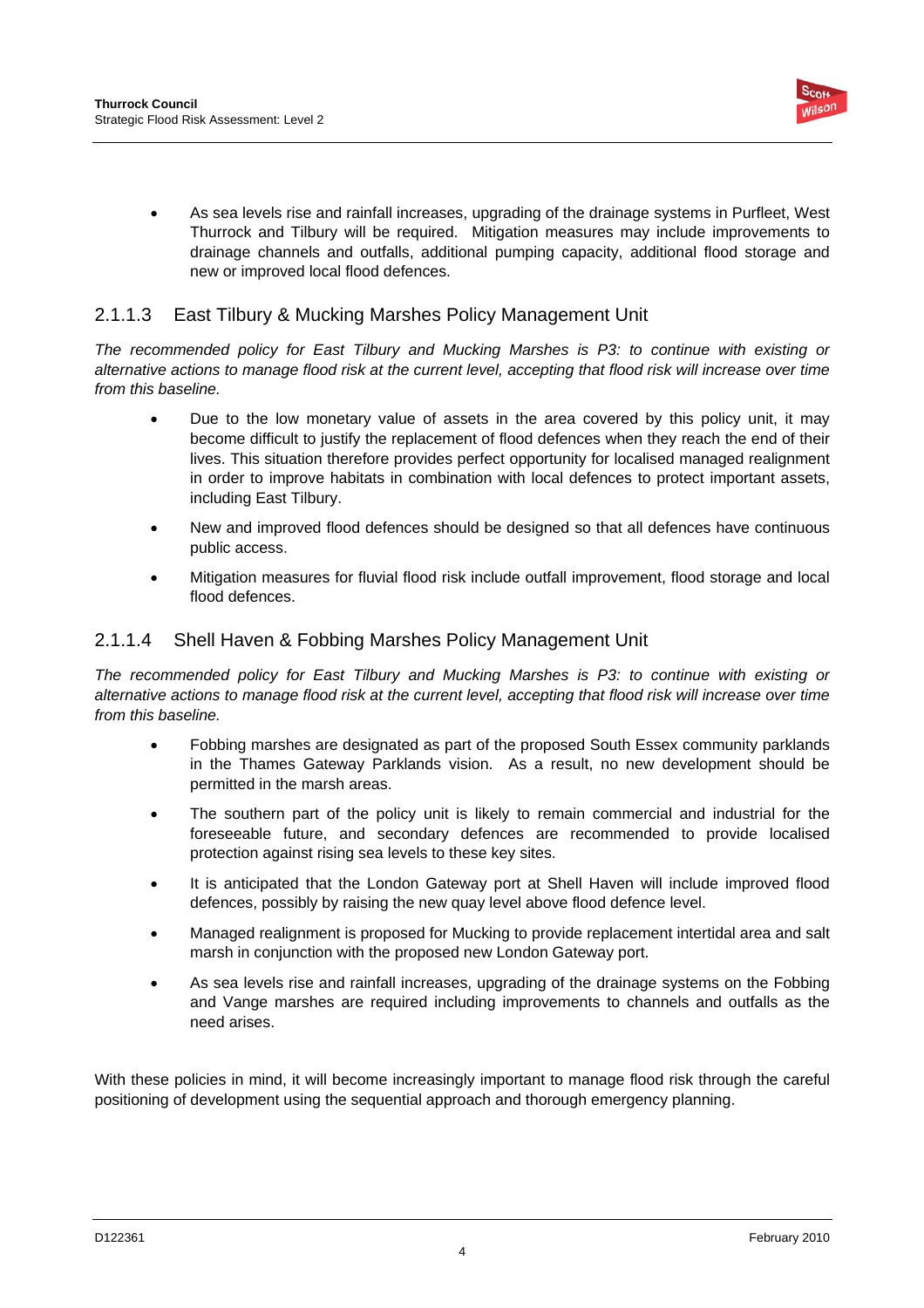- As sea levels rise and rainfall increases, upgrading of the drainage systems in Purfleet, West Thurrock and Tilbury will be required. Mitigation measures may include improvements to drainage channels and outfalls, additional pumping capacity, additional flood storage and new or improved local flood defences.

#### 2.1.1.3 East Tilbury & Mucking Marshes Policy Management Unit

*The recommended policy for East Tilbury and Mucking Marshes is P3: to continue with existing or alternative actions to manage flood risk at the current level, accepting that flood risk will increase over time from this baseline.*

- Due to the low monetary value of assets in the area covered by this policy unit, it may become difficult to justify the replacement of flood defences when they reach the end of their lives. This situation therefore provides perfect opportunity for localised managed realignment in order to improve habitats in combination with local defences to protect important assets, including East Tilbury.
- New and improved flood defences should be designed so that all defences have continuous public access.
- Mitigation measures for fluvial flood risk include outfall improvement, flood storage and local flood defences.

#### 2.1.1.4 Shell Haven & Fobbing Marshes Policy Management Unit

*The recommended policy for East Tilbury and Mucking Marshes is P3: to continue with existing or alternative actions to manage flood risk at the current level, accepting that flood risk will increase over time from this baseline.*

- Fobbing marshes are designated as part of the proposed South Essex community parklands in the Thames Gateway Parklands vision. As a result, no new development should be permitted in the marsh areas.
- The southern part of the policy unit is likely to remain commercial and industrial for the foreseeable future, and secondary defences are recommended to provide localised protection against rising sea levels to these key sites.
- It is anticipated that the London Gateway port at Shell Haven will include improved flood defences, possibly by raising the new quay level above flood defence level.
- Managed realignment is proposed for Mucking to provide replacement intertidal area and salt marsh in conjunction with the proposed new London Gateway port.
- As sea levels rise and rainfall increases, upgrading of the drainage systems on the Fobbing and Vange marshes are required including improvements to channels and outfalls as the need arises.

With these policies in mind, it will become increasingly important to manage flood risk through the careful positioning of development using the sequential approach and thorough emergency planning.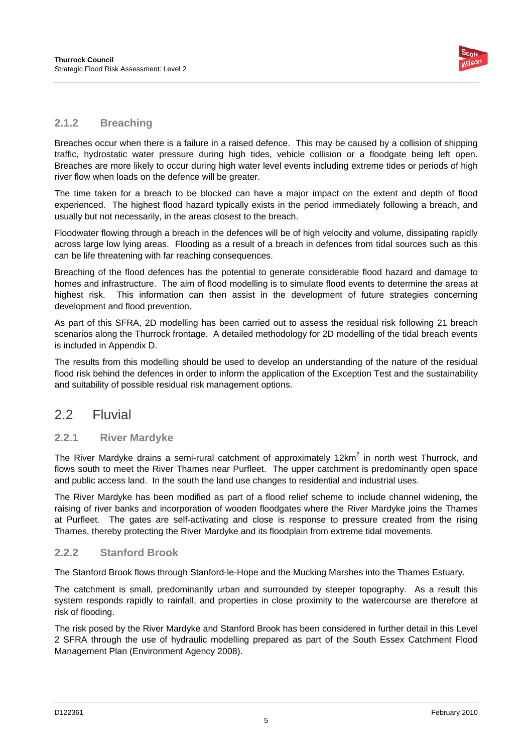### 2.1.2 Breaching

Breaches occur when there is a failure in a raised defence. This may be caused by a collision of shipping traffic, hydrostatic water pressure during high tides, vehicle collision or a floodgate being left open. Breaches are more likely to occur during high water level events including extreme tides or periods of high river flow when loads on the defence will be greater.

The time taken for a breach to be blocked can have a major impact on the extent and depth of flood experienced. The highest flood hazard typically exists in the period immediately following a breach, and usually but not necessarily, in the areas closest to the breach.

Floodwater flowing through a breach in the defences will be of high velocity and volume, dissipating rapidly across large low lying areas. Flooding as a result of a breach in defences from tidal sources such as this can be life threatening with far reaching consequences.

Breaching of the flood defences has the potential to generate considerable flood hazard and damage to homes and infrastructure. The aim of flood modelling is to simulate flood events to determine the areas at highest risk. This information can then assist in the development of future strategies concerning development and flood prevention.

As part of this SFRA, 2D modelling has been carried out to assess the residual risk following 21 breach scenarios along the Thurrock frontage. A detailed methodology for 2D modelling of the tidal breach events is included in Appendix D.

The results from this modelling should be used to develop an understanding of the nature of the residual flood risk behind the defences in order to inform the application of the Exception Test and the sustainability and suitability of possible residual risk management options.

## 2.2 Fluvial

### 2.2.1 River Mardyke

The River Mardyke drains a semi-rural catchment of approximately 12km$^2$ in north west Thurrock, and flows south to meet the River Thames near Purfleet. The upper catchment is predominantly open space and public access land. In the south the land use changes to residential and industrial uses.

The River Mardyke has been modified as part of a flood relief scheme to include channel widening, the raising of river banks and incorporation of wooden floodgates where the River Mardyke joins the Thames at Purfleet. The gates are self-activating and close is response to pressure created from the rising Thames, thereby protecting the River Mardyke and its floodplain from extreme tidal movements.

### 2.2.2 Stanford Brook

The Stanford Brook flows through Stanford-le-Hope and the Mucking Marshes into the Thames Estuary.

The catchment is small, predominantly urban and surrounded by steeper topography. As a result this system responds rapidly to rainfall, and properties in close proximity to the watercourse are therefore at risk of flooding.

The risk posed by the River Mardyke and Stanford Brook has been considered in further detail in this Level 2 SFRA through the use of hydraulic modelling prepared as part of the South Essex Catchment Flood Management Plan (Environment Agency 2008).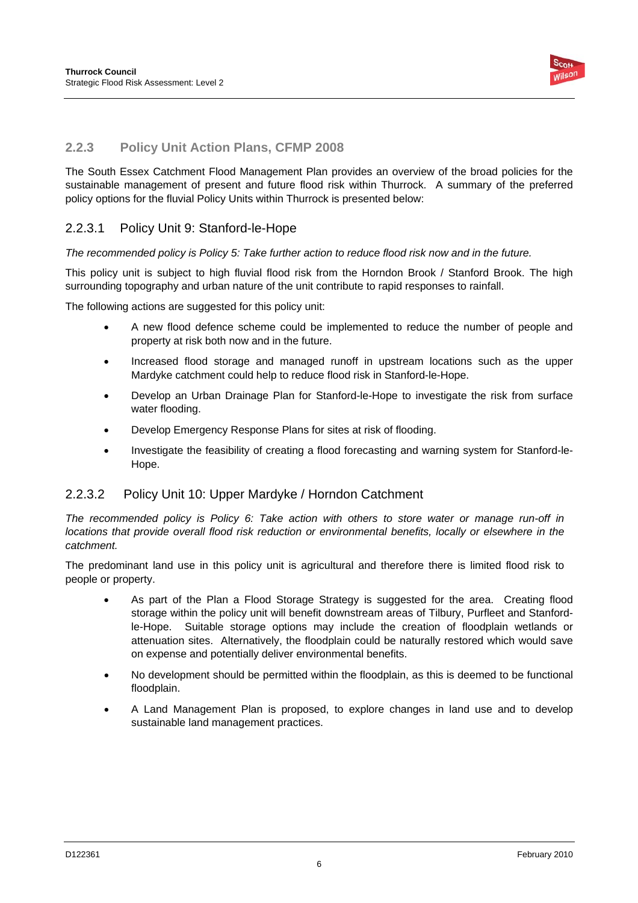### 2.2.3 Policy Unit Action Plans, CFMP 2008

The South Essex Catchment Flood Management Plan provides an overview of the broad policies for the sustainable management of present and future flood risk within Thurrock. A summary of the preferred policy options for the fluvial Policy Units within Thurrock is presented below:

#### 2.2.3.1 Policy Unit 9: Stanford-le-Hope

*The recommended policy is Policy 5: Take further action to reduce flood risk now and in the future.*

This policy unit is subject to high fluvial flood risk from the Horndon Brook / Stanford Brook. The high surrounding topography and urban nature of the unit contribute to rapid responses to rainfall.

The following actions are suggested for this policy unit:

- A new flood defence scheme could be implemented to reduce the number of people and property at risk both now and in the future.
- Increased flood storage and managed runoff in upstream locations such as the upper Mardyke catchment could help to reduce flood risk in Stanford-le-Hope.
- Develop an Urban Drainage Plan for Stanford-le-Hope to investigate the risk from surface water flooding.
- Develop Emergency Response Plans for sites at risk of flooding.
- Investigate the feasibility of creating a flood forecasting and warning system for Stanford-le-Hope.

#### 2.2.3.2 Policy Unit 10: Upper Mardyke / Horndon Catchment

*The recommended policy is Policy 6: Take action with others to store water or manage run-off in locations that provide overall flood risk reduction or environmental benefits, locally or elsewhere in the catchment.*

The predominant land use in this policy unit is agricultural and therefore there is limited flood risk to people or property.

- As part of the Plan a Flood Storage Strategy is suggested for the area. Creating flood storage within the policy unit will benefit downstream areas of Tilbury, Purfleet and Stanford-le-Hope. Suitable storage options may include the creation of floodplain wetlands or attenuation sites. Alternatively, the floodplain could be naturally restored which would save on expense and potentially deliver environmental benefits.
- No development should be permitted within the floodplain, as this is deemed to be functional floodplain.
- A Land Management Plan is proposed, to explore changes in land use and to develop sustainable land management practices.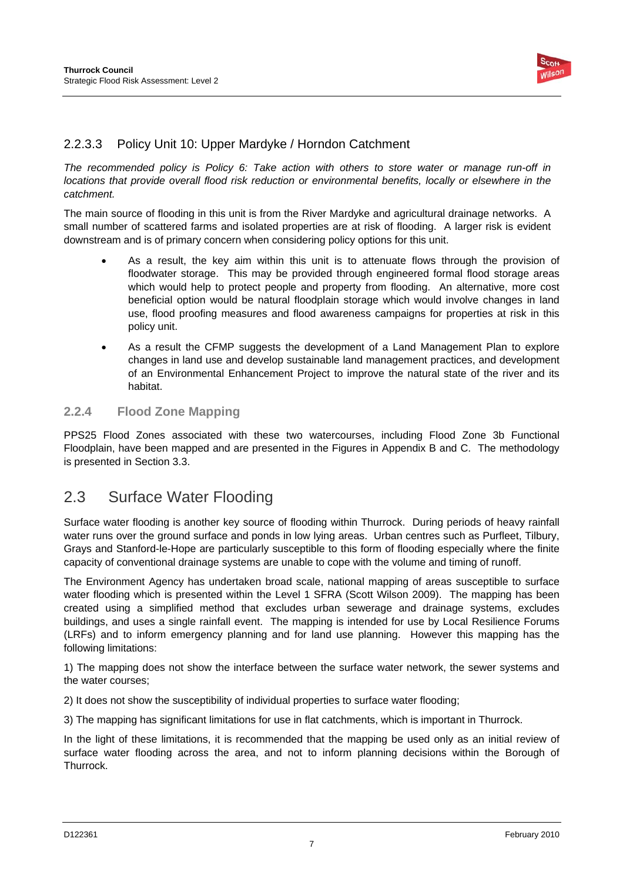#### 2.2.3.3 Policy Unit 10: Upper Mardyke / Horndon Catchment

*The recommended policy is Policy 6: Take action with others to store water or manage run-off in locations that provide overall flood risk reduction or environmental benefits, locally or elsewhere in the catchment.*

The main source of flooding in this unit is from the River Mardyke and agricultural drainage networks. A small number of scattered farms and isolated properties are at risk of flooding. A larger risk is evident downstream and is of primary concern when considering policy options for this unit.

- As a result, the key aim within this unit is to attenuate flows through the provision of floodwater storage. This may be provided through engineered formal flood storage areas which would help to protect people and property from flooding. An alternative, more cost beneficial option would be natural floodplain storage which would involve changes in land use, flood proofing measures and flood awareness campaigns for properties at risk in this policy unit.
- As a result the CFMP suggests the development of a Land Management Plan to explore changes in land use and develop sustainable land management practices, and development of an Environmental Enhancement Project to improve the natural state of the river and its habitat.

### 2.2.4 Flood Zone Mapping

PPS25 Flood Zones associated with these two watercourses, including Flood Zone 3b Functional Floodplain, have been mapped and are presented in the Figures in Appendix B and C. The methodology is presented in Section 3.3.

## 2.3 Surface Water Flooding

Surface water flooding is another key source of flooding within Thurrock. During periods of heavy rainfall water runs over the ground surface and ponds in low lying areas. Urban centres such as Purfleet, Tilbury, Grays and Stanford-le-Hope are particularly susceptible to this form of flooding especially where the finite capacity of conventional drainage systems are unable to cope with the volume and timing of runoff.

The Environment Agency has undertaken broad scale, national mapping of areas susceptible to surface water flooding which is presented within the Level 1 SFRA (Scott Wilson 2009). The mapping has been created using a simplified method that excludes urban sewerage and drainage systems, excludes buildings, and uses a single rainfall event. The mapping is intended for use by Local Resilience Forums (LRFs) and to inform emergency planning and for land use planning. However this mapping has the following limitations:

1) The mapping does not show the interface between the surface water network, the sewer systems and the water courses;

2) It does not show the susceptibility of individual properties to surface water flooding;

3) The mapping has significant limitations for use in flat catchments, which is important in Thurrock.

In the light of these limitations, it is recommended that the mapping be used only as an initial review of surface water flooding across the area, and not to inform planning decisions within the Borough of Thurrock.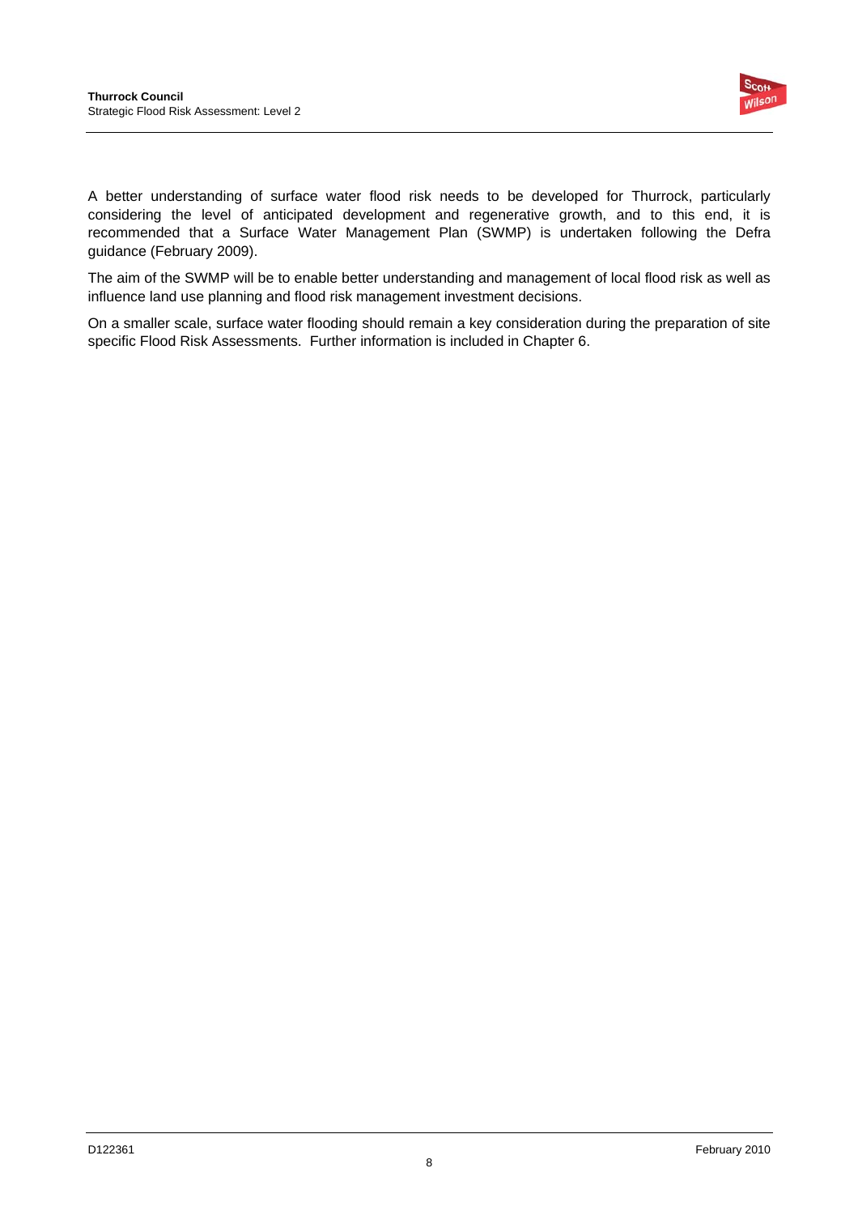A better understanding of surface water flood risk needs to be developed for Thurrock, particularly considering the level of anticipated development and regenerative growth, and to this end, it is recommended that a Surface Water Management Plan (SWMP) is undertaken following the Defra guidance (February 2009).

The aim of the SWMP will be to enable better understanding and management of local flood risk as well as influence land use planning and flood risk management investment decisions.

On a smaller scale, surface water flooding should remain a key consideration during the preparation of site specific Flood Risk Assessments. Further information is included in Chapter 6.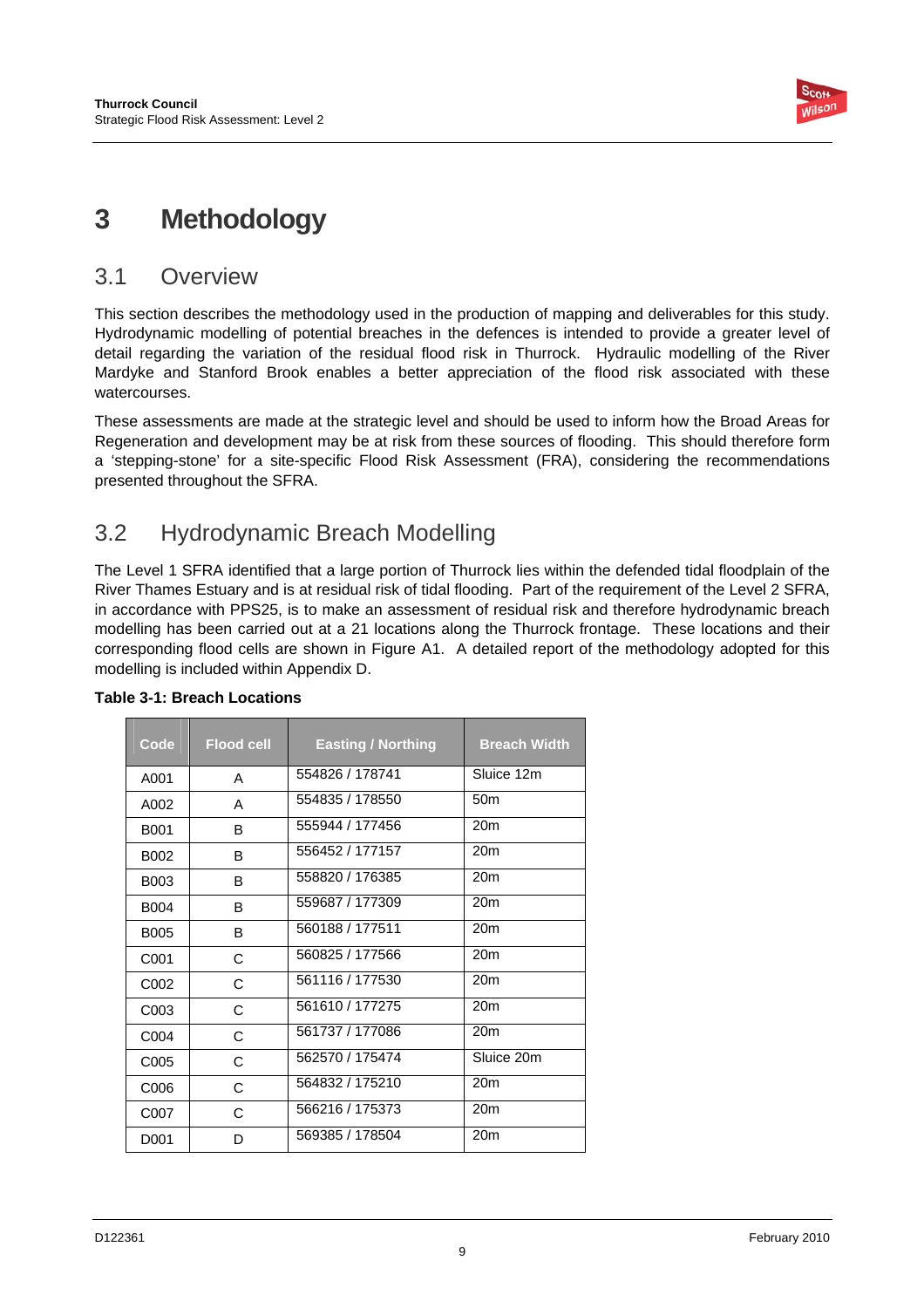# 3 Methodology

## 3.1 Overview

This section describes the methodology used in the production of mapping and deliverables for this study. Hydrodynamic modelling of potential breaches in the defences is intended to provide a greater level of detail regarding the variation of the residual flood risk in Thurrock. Hydraulic modelling of the River Mardyke and Stanford Brook enables a better appreciation of the flood risk associated with these watercourses.

These assessments are made at the strategic level and should be used to inform how the Broad Areas for Regeneration and development may be at risk from these sources of flooding. This should therefore form a 'stepping-stone' for a site-specific Flood Risk Assessment (FRA), considering the recommendations presented throughout the SFRA.

## 3.2 Hydrodynamic Breach Modelling

The Level 1 SFRA identified that a large portion of Thurrock lies within the defended tidal floodplain of the River Thames Estuary and is at residual risk of tidal flooding. Part of the requirement of the Level 2 SFRA, in accordance with PPS25, is to make an assessment of residual risk and therefore hydrodynamic breach modelling has been carried out at a 21 locations along the Thurrock frontage. These locations and their corresponding flood cells are shown in Figure A1. A detailed report of the methodology adopted for this modelling is included within Appendix D.

**Table 3-1: Breach Locations**

| Code | Flood cell | Easting / Northing | Breach Width |
|---|---|---|---|
| A001 | A | 554826 / 178741 | Sluice 12m |
| A002 | A | 554835 / 178550 | 50m |
| B001 | B | 555944 / 177456 | 20m |
| B002 | B | 556452 / 177157 | 20m |
| B003 | B | 558820 / 176385 | 20m |
| B004 | B | 559687 / 177309 | 20m |
| B005 | B | 560188 / 177511 | 20m |
| C001 | C | 560825 / 177566 | 20m |
| C002 | C | 561116 / 177530 | 20m |
| C003 | C | 561610 / 177275 | 20m |
| C004 | C | 561737 / 177086 | 20m |
| C005 | C | 562570 / 175474 | Sluice 20m |
| C006 | C | 564832 / 175210 | 20m |
| C007 | C | 566216 / 175373 | 20m |
| D001 | D | 569385 / 178504 | 20m |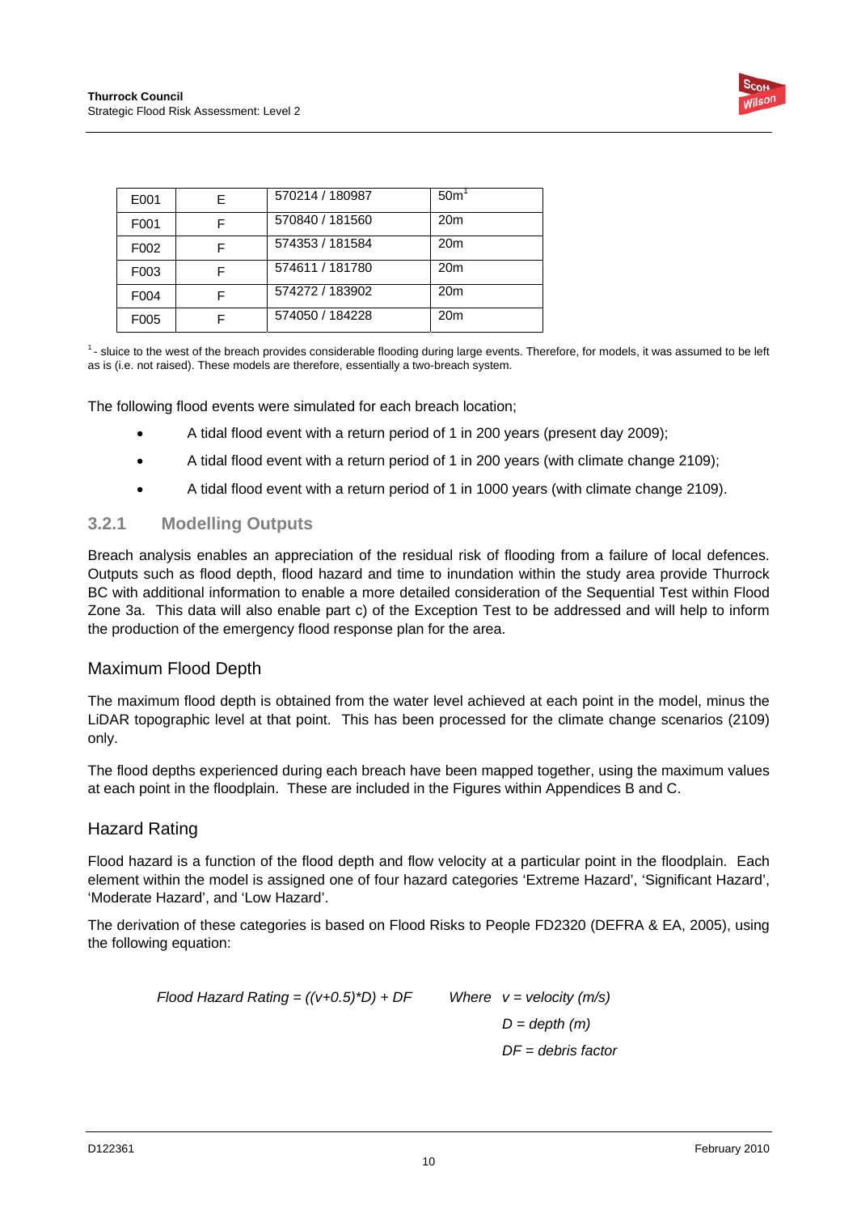| | | | |
|---|---|---|---|
| E001 | E | 570214 / 180987 | 50m[1] |
| F001 | F | 570840 / 181560 | 20m |
| F002 | F | 574353 / 181584 | 20m |
| F003 | F | 574611 / 181780 | 20m |
| F004 | F | 574272 / 183902 | 20m |
| F005 | F | 574050 / 184228 | 20m |

[1] - sluice to the west of the breach provides considerable flooding during large events. Therefore, for models, it was assumed to be left as is (i.e. not raised). These models are therefore, essentially a two-breach system.

The following flood events were simulated for each breach location;

- A tidal flood event with a return period of 1 in 200 years (present day 2009);
- A tidal flood event with a return period of 1 in 200 years (with climate change 2109);
- A tidal flood event with a return period of 1 in 1000 years (with climate change 2109).

### 3.2.1 Modelling Outputs

Breach analysis enables an appreciation of the residual risk of flooding from a failure of local defences. Outputs such as flood depth, flood hazard and time to inundation within the study area provide Thurrock BC with additional information to enable a more detailed consideration of the Sequential Test within Flood Zone 3a. This data will also enable part c) of the Exception Test to be addressed and will help to inform the production of the emergency flood response plan for the area.

#### Maximum Flood Depth

The maximum flood depth is obtained from the water level achieved at each point in the model, minus the LiDAR topographic level at that point. This has been processed for the climate change scenarios (2109) only.

The flood depths experienced during each breach have been mapped together, using the maximum values at each point in the floodplain. These are included in the Figures within Appendices B and C.

#### Hazard Rating

Flood hazard is a function of the flood depth and flow velocity at a particular point in the floodplain. Each element within the model is assigned one of four hazard categories 'Extreme Hazard', 'Significant Hazard', 'Moderate Hazard', and 'Low Hazard'.

The derivation of these categories is based on Flood Risks to People FD2320 (DEFRA & EA, 2005), using the following equation:

$$\text{Flood Hazard Rating} = ((v+0.5)*D) + DF$$

*Where* $v$ = *velocity (m/s)*

$D$ = *depth (m)*

$DF$ = *debris factor*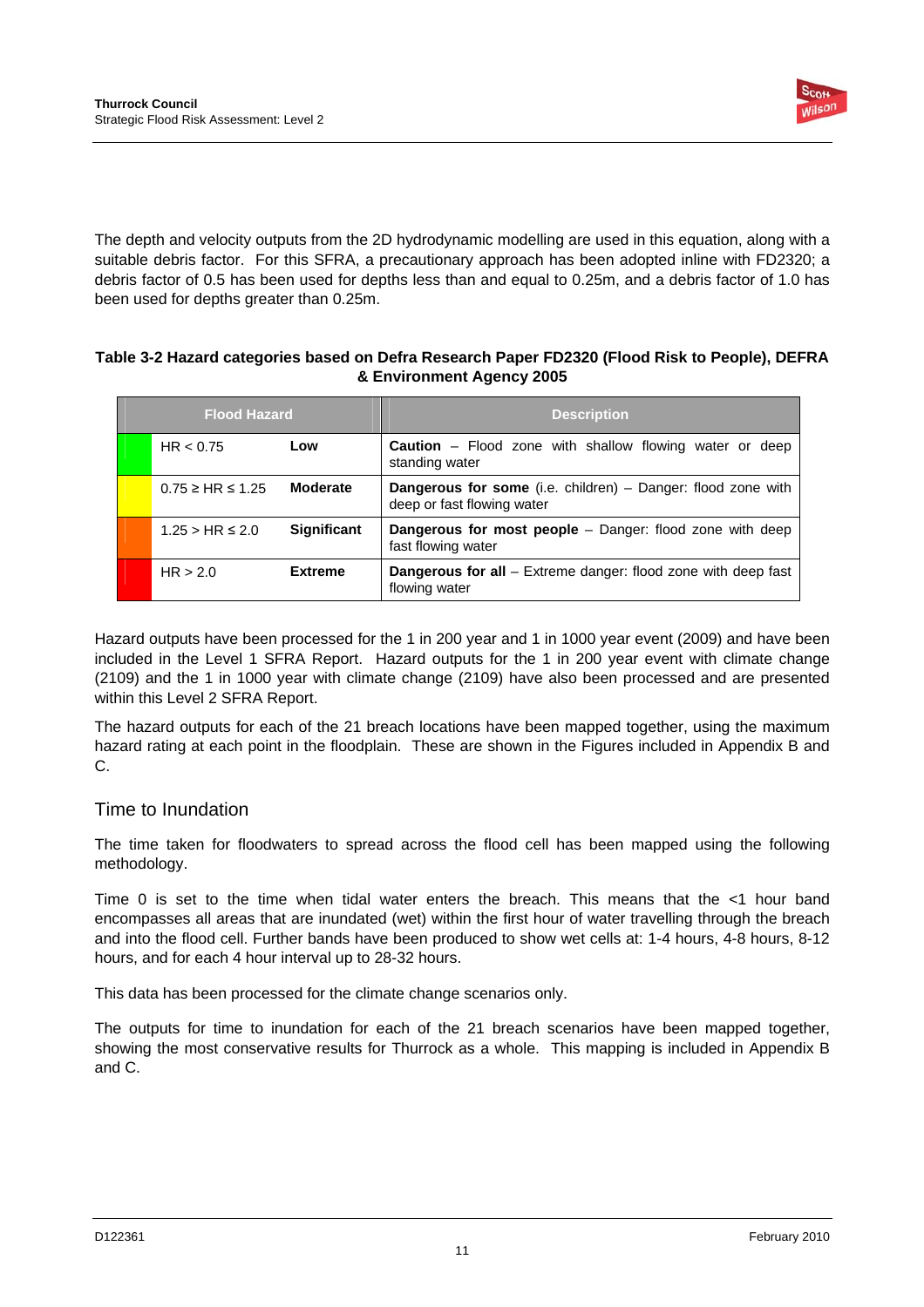The depth and velocity outputs from the 2D hydrodynamic modelling are used in this equation, along with a suitable debris factor. For this SFRA, a precautionary approach has been adopted inline with FD2320; a debris factor of 0.5 has been used for depths less than and equal to 0.25m, and a debris factor of 1.0 has been used for depths greater than 0.25m.

**Table 3-2 Hazard categories based on Defra Research Paper FD2320 (Flood Risk to People), DEFRA & Environment Agency 2005**

| Flood Hazard | | Description |
|---|---|---|
| HR < 0.75 | **Low** | **Caution** – Flood zone with shallow flowing water or deep standing water |
| 0.75 ≥ HR ≤ 1.25 | **Moderate** | **Dangerous for some** (i.e. children) – Danger: flood zone with deep or fast flowing water |
| 1.25 > HR ≤ 2.0 | **Significant** | **Dangerous for most people** – Danger: flood zone with deep fast flowing water |
| HR > 2.0 | **Extreme** | **Dangerous for all** – Extreme danger: flood zone with deep fast flowing water |

Hazard outputs have been processed for the 1 in 200 year and 1 in 1000 year event (2009) and have been included in the Level 1 SFRA Report. Hazard outputs for the 1 in 200 year event with climate change (2109) and the 1 in 1000 year with climate change (2109) have also been processed and are presented within this Level 2 SFRA Report.

The hazard outputs for each of the 21 breach locations have been mapped together, using the maximum hazard rating at each point in the floodplain. These are shown in the Figures included in Appendix B and C.

## Time to Inundation

The time taken for floodwaters to spread across the flood cell has been mapped using the following methodology.

Time 0 is set to the time when tidal water enters the breach. This means that the <1 hour band encompasses all areas that are inundated (wet) within the first hour of water travelling through the breach and into the flood cell. Further bands have been produced to show wet cells at: 1-4 hours, 4-8 hours, 8-12 hours, and for each 4 hour interval up to 28-32 hours.

This data has been processed for the climate change scenarios only.

The outputs for time to inundation for each of the 21 breach scenarios have been mapped together, showing the most conservative results for Thurrock as a whole. This mapping is included in Appendix B and C.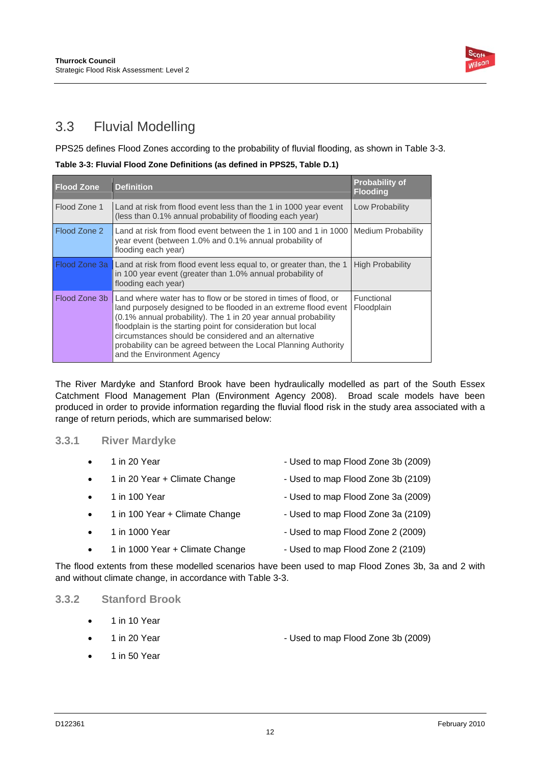## 3.3 Fluvial Modelling

PPS25 defines Flood Zones according to the probability of fluvial flooding, as shown in Table 3-3.

**Table 3-3: Fluvial Flood Zone Definitions (as defined in PPS25, Table D.1)**

| Flood Zone | Definition | Probability of Flooding |
|---|---|---|
| Flood Zone 1 | Land at risk from flood event less than the 1 in 1000 year event (less than 0.1% annual probability of flooding each year) | Low Probability |
| Flood Zone 2 | Land at risk from flood event between the 1 in 100 and 1 in 1000 year event (between 1.0% and 0.1% annual probability of flooding each year) | Medium Probability |
| Flood Zone 3a | Land at risk from flood event less equal to, or greater than, the 1 in 100 year event (greater than 1.0% annual probability of flooding each year) | High Probability |
| Flood Zone 3b | Land where water has to flow or be stored in times of flood, or land purposely designed to be flooded in an extreme flood event (0.1% annual probability). The 1 in 20 year annual probability floodplain is the starting point for consideration but local circumstances should be considered and an alternative probability can be agreed between the Local Planning Authority and the Environment Agency | Functional Floodplain |

The River Mardyke and Stanford Brook have been hydraulically modelled as part of the South Essex Catchment Flood Management Plan (Environment Agency 2008). Broad scale models have been produced in order to provide information regarding the fluvial flood risk in the study area associated with a range of return periods, which are summarised below:

### 3.3.1 River Mardyke

- 1 in 20 Year - Used to map Flood Zone 3b (2009)
- 1 in 20 Year + Climate Change - Used to map Flood Zone 3b (2109)
- 1 in 100 Year - Used to map Flood Zone 3a (2009)
- 1 in 100 Year + Climate Change - Used to map Flood Zone 3a (2109)
- 1 in 1000 Year - Used to map Flood Zone 2 (2009)
- 1 in 1000 Year + Climate Change - Used to map Flood Zone 2 (2109)

The flood extents from these modelled scenarios have been used to map Flood Zones 3b, 3a and 2 with and without climate change, in accordance with Table 3-3.

### 3.3.2 Stanford Brook

- 1 in 10 Year
- 1 in 20 Year - Used to map Flood Zone 3b (2009)
- 1 in 50 Year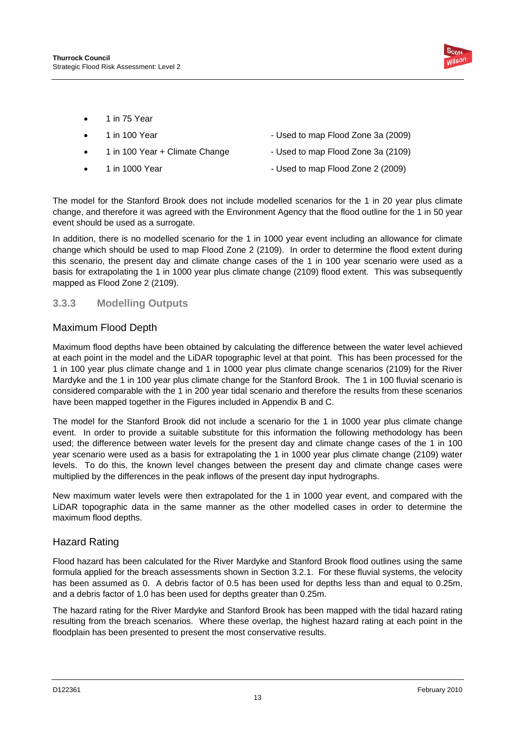- 1 in 75 Year
- 1 in 100 Year - Used to map Flood Zone 3a (2009)
- 1 in 100 Year + Climate Change - Used to map Flood Zone 3a (2109)
- 1 in 1000 Year - Used to map Flood Zone 2 (2009)

The model for the Stanford Brook does not include modelled scenarios for the 1 in 20 year plus climate change, and therefore it was agreed with the Environment Agency that the flood outline for the 1 in 50 year event should be used as a surrogate.

In addition, there is no modelled scenario for the 1 in 1000 year event including an allowance for climate change which should be used to map Flood Zone 2 (2109). In order to determine the flood extent during this scenario, the present day and climate change cases of the 1 in 100 year scenario were used as a basis for extrapolating the 1 in 1000 year plus climate change (2109) flood extent. This was subsequently mapped as Flood Zone 2 (2109).

### 3.3.3 Modelling Outputs

#### Maximum Flood Depth

Maximum flood depths have been obtained by calculating the difference between the water level achieved at each point in the model and the LiDAR topographic level at that point. This has been processed for the 1 in 100 year plus climate change and 1 in 1000 year plus climate change scenarios (2109) for the River Mardyke and the 1 in 100 year plus climate change for the Stanford Brook. The 1 in 100 fluvial scenario is considered comparable with the 1 in 200 year tidal scenario and therefore the results from these scenarios have been mapped together in the Figures included in Appendix B and C.

The model for the Stanford Brook did not include a scenario for the 1 in 1000 year plus climate change event. In order to provide a suitable substitute for this information the following methodology has been used; the difference between water levels for the present day and climate change cases of the 1 in 100 year scenario were used as a basis for extrapolating the 1 in 1000 year plus climate change (2109) water levels. To do this, the known level changes between the present day and climate change cases were multiplied by the differences in the peak inflows of the present day input hydrographs.

New maximum water levels were then extrapolated for the 1 in 1000 year event, and compared with the LiDAR topographic data in the same manner as the other modelled cases in order to determine the maximum flood depths.

#### Hazard Rating

Flood hazard has been calculated for the River Mardyke and Stanford Brook flood outlines using the same formula applied for the breach assessments shown in Section 3.2.1. For these fluvial systems, the velocity has been assumed as 0. A debris factor of 0.5 has been used for depths less than and equal to 0.25m, and a debris factor of 1.0 has been used for depths greater than 0.25m.

The hazard rating for the River Mardyke and Stanford Brook has been mapped with the tidal hazard rating resulting from the breach scenarios. Where these overlap, the highest hazard rating at each point in the floodplain has been presented to present the most conservative results.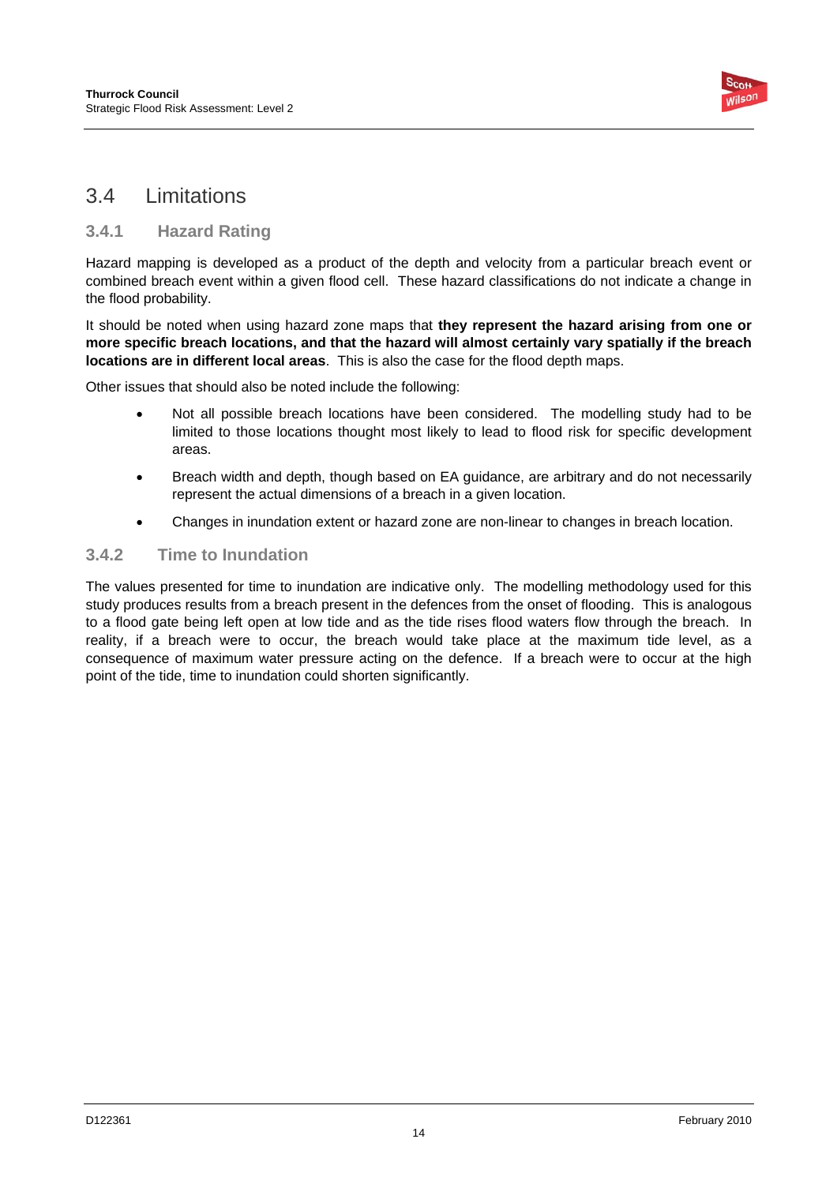## 3.4 Limitations

### 3.4.1 Hazard Rating

Hazard mapping is developed as a product of the depth and velocity from a particular breach event or combined breach event within a given flood cell. These hazard classifications do not indicate a change in the flood probability.

It should be noted when using hazard zone maps that **they represent the hazard arising from one or more specific breach locations, and that the hazard will almost certainly vary spatially if the breach locations are in different local areas**. This is also the case for the flood depth maps.

Other issues that should also be noted include the following:

- Not all possible breach locations have been considered. The modelling study had to be limited to those locations thought most likely to lead to flood risk for specific development areas.
- Breach width and depth, though based on EA guidance, are arbitrary and do not necessarily represent the actual dimensions of a breach in a given location.
- Changes in inundation extent or hazard zone are non-linear to changes in breach location.

### 3.4.2 Time to Inundation

The values presented for time to inundation are indicative only. The modelling methodology used for this study produces results from a breach present in the defences from the onset of flooding. This is analogous to a flood gate being left open at low tide and as the tide rises flood waters flow through the breach. In reality, if a breach were to occur, the breach would take place at the maximum tide level, as a consequence of maximum water pressure acting on the defence. If a breach were to occur at the high point of the tide, time to inundation could shorten significantly.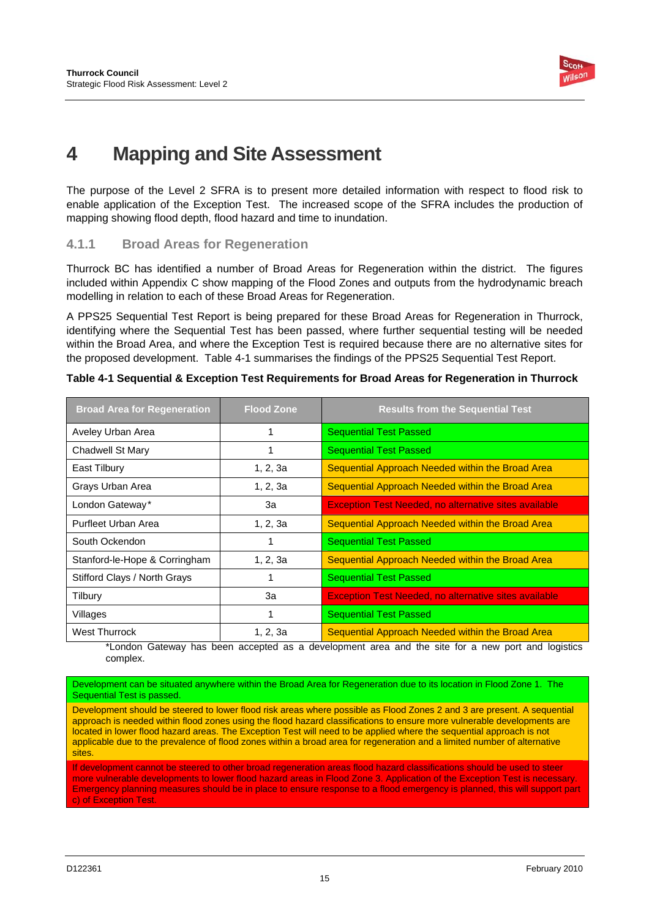# 4 Mapping and Site Assessment

The purpose of the Level 2 SFRA is to present more detailed information with respect to flood risk to enable application of the Exception Test. The increased scope of the SFRA includes the production of mapping showing flood depth, flood hazard and time to inundation.

### 4.1.1 Broad Areas for Regeneration

Thurrock BC has identified a number of Broad Areas for Regeneration within the district. The figures included within Appendix C show mapping of the Flood Zones and outputs from the hydrodynamic breach modelling in relation to each of these Broad Areas for Regeneration.

A PPS25 Sequential Test Report is being prepared for these Broad Areas for Regeneration in Thurrock, identifying where the Sequential Test has been passed, where further sequential testing will be needed within the Broad Area, and where the Exception Test is required because there are no alternative sites for the proposed development. Table 4-1 summarises the findings of the PPS25 Sequential Test Report.

**Table 4-1 Sequential & Exception Test Requirements for Broad Areas for Regeneration in Thurrock**

| Broad Area for Regeneration | Flood Zone | Results from the Sequential Test |
|---|---|---|
| Aveley Urban Area | 1 | Sequential Test Passed |
| Chadwell St Mary | 1 | Sequential Test Passed |
| East Tilbury | 1, 2, 3a | Sequential Approach Needed within the Broad Area |
| Grays Urban Area | 1, 2, 3a | Sequential Approach Needed within the Broad Area |
| London Gateway* | 3a | Exception Test Needed, no alternative sites available |
| Purfleet Urban Area | 1, 2, 3a | Sequential Approach Needed within the Broad Area |
| South Ockendon | 1 | Sequential Test Passed |
| Stanford-le-Hope & Corringham | 1, 2, 3a | Sequential Approach Needed within the Broad Area |
| Stifford Clays / North Grays | 1 | Sequential Test Passed |
| Tilbury | 3a | Exception Test Needed, no alternative sites available |
| Villages | 1 | Sequential Test Passed |
| West Thurrock | 1, 2, 3a | Sequential Approach Needed within the Broad Area |

*London Gateway has been accepted as a development area and the site for a new port and logistics complex.

| |
|---|
| Development can be situated anywhere within the Broad Area for Regeneration due to its location in Flood Zone 1. The Sequential Test is passed. |
| Development should be steered to lower flood risk areas where possible as Flood Zones 2 and 3 are present. A sequential approach is needed within flood zones using the flood hazard classifications to ensure more vulnerable developments are located in lower flood hazard areas. The Exception Test will need to be applied where the sequential approach is not applicable due to the prevalence of flood zones within a broad area for regeneration and a limited number of alternative sites. |
| If development cannot be steered to other broad regeneration areas flood hazard classifications should be used to steer more vulnerable developments to lower flood hazard areas in Flood Zone 3. Application of the Exception Test is necessary. Emergency planning measures should be in place to ensure response to a flood emergency is planned, this will support part c) of Exception Test. |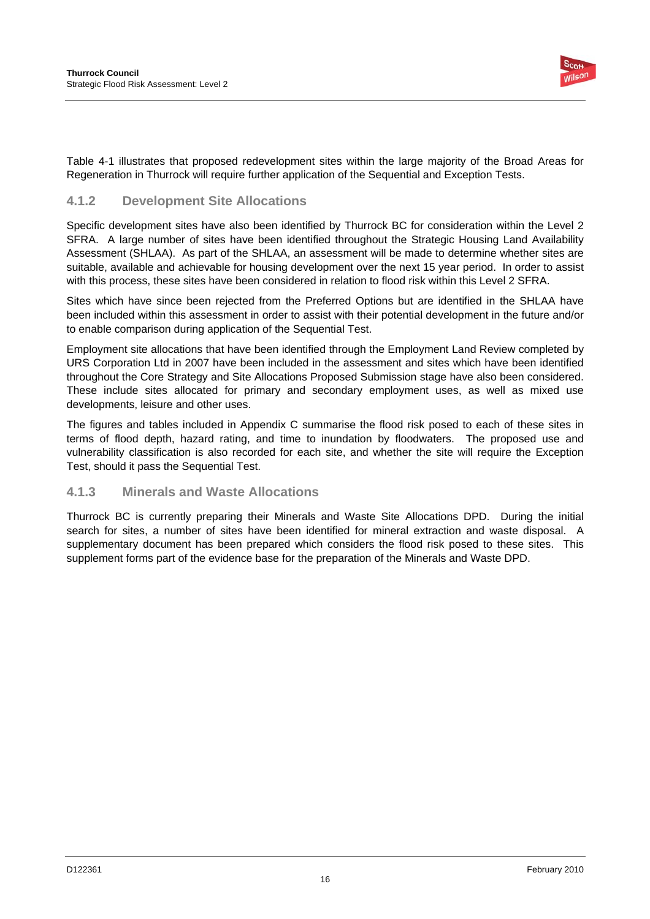Table 4-1 illustrates that proposed redevelopment sites within the large majority of the Broad Areas for Regeneration in Thurrock will require further application of the Sequential and Exception Tests.

### 4.1.2 Development Site Allocations

Specific development sites have also been identified by Thurrock BC for consideration within the Level 2 SFRA. A large number of sites have been identified throughout the Strategic Housing Land Availability Assessment (SHLAA). As part of the SHLAA, an assessment will be made to determine whether sites are suitable, available and achievable for housing development over the next 15 year period. In order to assist with this process, these sites have been considered in relation to flood risk within this Level 2 SFRA.

Sites which have since been rejected from the Preferred Options but are identified in the SHLAA have been included within this assessment in order to assist with their potential development in the future and/or to enable comparison during application of the Sequential Test.

Employment site allocations that have been identified through the Employment Land Review completed by URS Corporation Ltd in 2007 have been included in the assessment and sites which have been identified throughout the Core Strategy and Site Allocations Proposed Submission stage have also been considered. These include sites allocated for primary and secondary employment uses, as well as mixed use developments, leisure and other uses.

The figures and tables included in Appendix C summarise the flood risk posed to each of these sites in terms of flood depth, hazard rating, and time to inundation by floodwaters. The proposed use and vulnerability classification is also recorded for each site, and whether the site will require the Exception Test, should it pass the Sequential Test.

### 4.1.3 Minerals and Waste Allocations

Thurrock BC is currently preparing their Minerals and Waste Site Allocations DPD. During the initial search for sites, a number of sites have been identified for mineral extraction and waste disposal. A supplementary document has been prepared which considers the flood risk posed to these sites. This supplement forms part of the evidence base for the preparation of the Minerals and Waste DPD.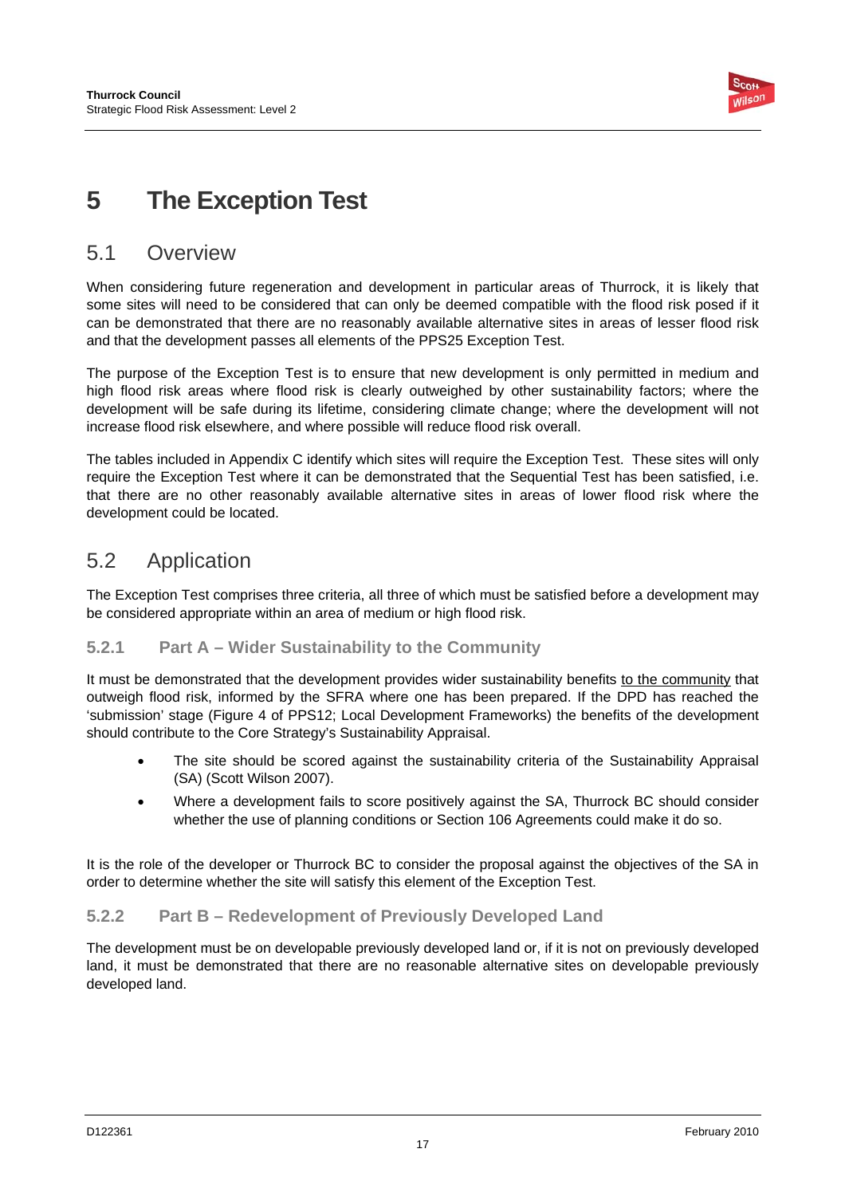# 5 The Exception Test

## 5.1 Overview

When considering future regeneration and development in particular areas of Thurrock, it is likely that some sites will need to be considered that can only be deemed compatible with the flood risk posed if it can be demonstrated that there are no reasonably available alternative sites in areas of lesser flood risk and that the development passes all elements of the PPS25 Exception Test.

The purpose of the Exception Test is to ensure that new development is only permitted in medium and high flood risk areas where flood risk is clearly outweighed by other sustainability factors; where the development will be safe during its lifetime, considering climate change; where the development will not increase flood risk elsewhere, and where possible will reduce flood risk overall.

The tables included in Appendix C identify which sites will require the Exception Test. These sites will only require the Exception Test where it can be demonstrated that the Sequential Test has been satisfied, i.e. that there are no other reasonably available alternative sites in areas of lower flood risk where the development could be located.

## 5.2 Application

The Exception Test comprises three criteria, all three of which must be satisfied before a development may be considered appropriate within an area of medium or high flood risk.

### 5.2.1 Part A – Wider Sustainability to the Community

It must be demonstrated that the development provides wider sustainability benefits to the community that outweigh flood risk, informed by the SFRA where one has been prepared. If the DPD has reached the 'submission' stage (Figure 4 of PPS12; Local Development Frameworks) the benefits of the development should contribute to the Core Strategy's Sustainability Appraisal.

- The site should be scored against the sustainability criteria of the Sustainability Appraisal (SA) (Scott Wilson 2007).
- Where a development fails to score positively against the SA, Thurrock BC should consider whether the use of planning conditions or Section 106 Agreements could make it do so.

It is the role of the developer or Thurrock BC to consider the proposal against the objectives of the SA in order to determine whether the site will satisfy this element of the Exception Test.

### 5.2.2 Part B – Redevelopment of Previously Developed Land

The development must be on developable previously developed land or, if it is not on previously developed land, it must be demonstrated that there are no reasonable alternative sites on developable previously developed land.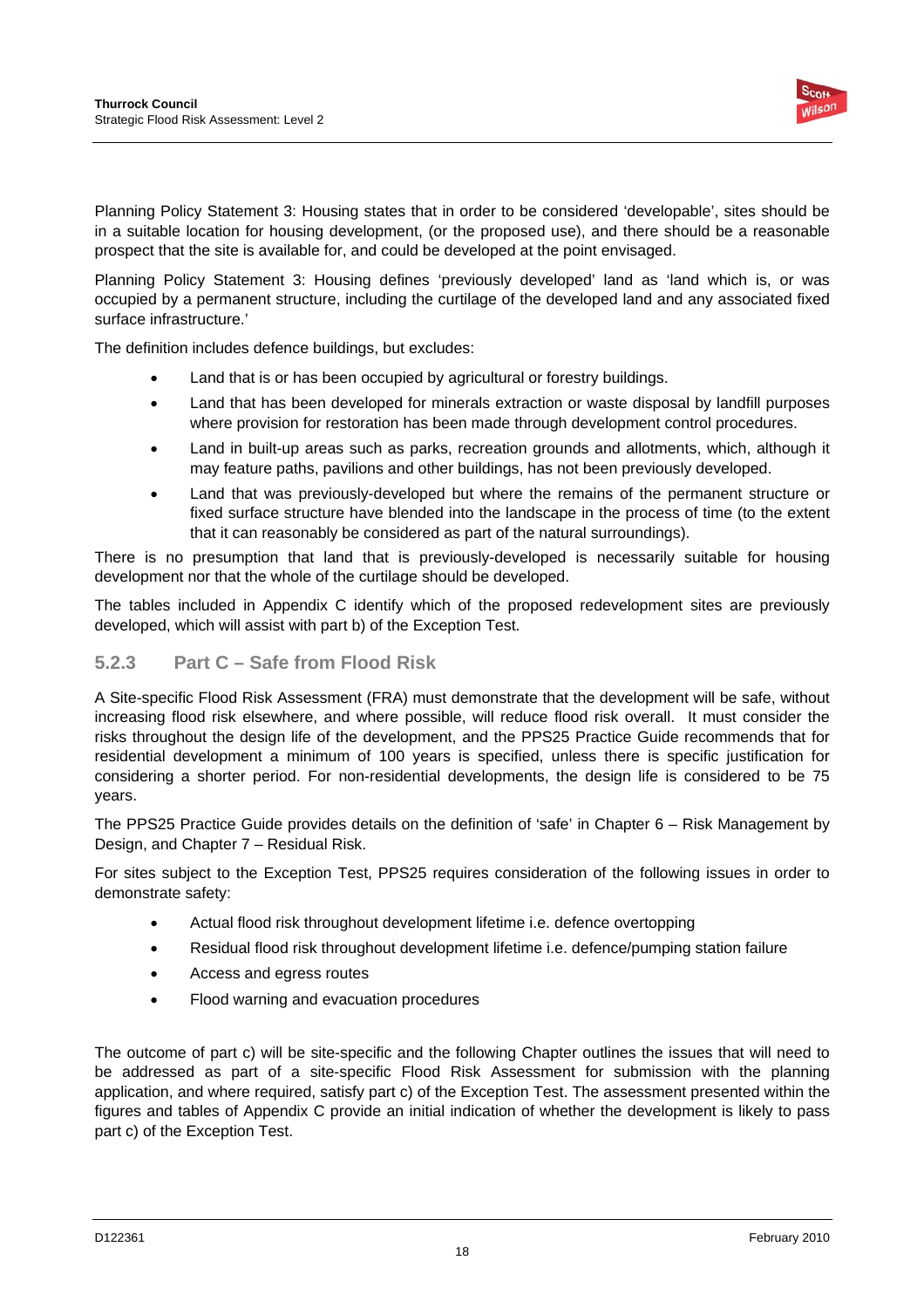Planning Policy Statement 3: Housing states that in order to be considered 'developable', sites should be in a suitable location for housing development, (or the proposed use), and there should be a reasonable prospect that the site is available for, and could be developed at the point envisaged.

Planning Policy Statement 3: Housing defines 'previously developed' land as 'land which is, or was occupied by a permanent structure, including the curtilage of the developed land and any associated fixed surface infrastructure.'

The definition includes defence buildings, but excludes:

- Land that is or has been occupied by agricultural or forestry buildings.
- Land that has been developed for minerals extraction or waste disposal by landfill purposes where provision for restoration has been made through development control procedures.
- Land in built-up areas such as parks, recreation grounds and allotments, which, although it may feature paths, pavilions and other buildings, has not been previously developed.
- Land that was previously-developed but where the remains of the permanent structure or fixed surface structure have blended into the landscape in the process of time (to the extent that it can reasonably be considered as part of the natural surroundings).

There is no presumption that land that is previously-developed is necessarily suitable for housing development nor that the whole of the curtilage should be developed.

The tables included in Appendix C identify which of the proposed redevelopment sites are previously developed, which will assist with part b) of the Exception Test.

### 5.2.3 Part C – Safe from Flood Risk

A Site-specific Flood Risk Assessment (FRA) must demonstrate that the development will be safe, without increasing flood risk elsewhere, and where possible, will reduce flood risk overall. It must consider the risks throughout the design life of the development, and the PPS25 Practice Guide recommends that for residential development a minimum of 100 years is specified, unless there is specific justification for considering a shorter period. For non-residential developments, the design life is considered to be 75 years.

The PPS25 Practice Guide provides details on the definition of 'safe' in Chapter 6 – Risk Management by Design, and Chapter 7 – Residual Risk.

For sites subject to the Exception Test, PPS25 requires consideration of the following issues in order to demonstrate safety:

- Actual flood risk throughout development lifetime i.e. defence overtopping
- Residual flood risk throughout development lifetime i.e. defence/pumping station failure
- Access and egress routes
- Flood warning and evacuation procedures

The outcome of part c) will be site-specific and the following Chapter outlines the issues that will need to be addressed as part of a site-specific Flood Risk Assessment for submission with the planning application, and where required, satisfy part c) of the Exception Test. The assessment presented within the figures and tables of Appendix C provide an initial indication of whether the development is likely to pass part c) of the Exception Test.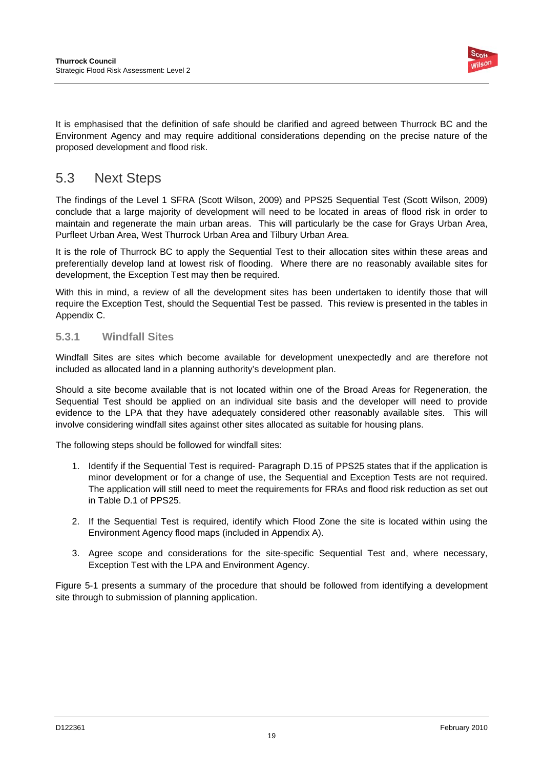It is emphasised that the definition of safe should be clarified and agreed between Thurrock BC and the Environment Agency and may require additional considerations depending on the precise nature of the proposed development and flood risk.

## 5.3 Next Steps

The findings of the Level 1 SFRA (Scott Wilson, 2009) and PPS25 Sequential Test (Scott Wilson, 2009) conclude that a large majority of development will need to be located in areas of flood risk in order to maintain and regenerate the main urban areas. This will particularly be the case for Grays Urban Area, Purfleet Urban Area, West Thurrock Urban Area and Tilbury Urban Area.

It is the role of Thurrock BC to apply the Sequential Test to their allocation sites within these areas and preferentially develop land at lowest risk of flooding. Where there are no reasonably available sites for development, the Exception Test may then be required.

With this in mind, a review of all the development sites has been undertaken to identify those that will require the Exception Test, should the Sequential Test be passed. This review is presented in the tables in Appendix C.

### 5.3.1 Windfall Sites

Windfall Sites are sites which become available for development unexpectedly and are therefore not included as allocated land in a planning authority's development plan.

Should a site become available that is not located within one of the Broad Areas for Regeneration, the Sequential Test should be applied on an individual site basis and the developer will need to provide evidence to the LPA that they have adequately considered other reasonably available sites. This will involve considering windfall sites against other sites allocated as suitable for housing plans.

The following steps should be followed for windfall sites:

1. Identify if the Sequential Test is required- Paragraph D.15 of PPS25 states that if the application is minor development or for a change of use, the Sequential and Exception Tests are not required. The application will still need to meet the requirements for FRAs and flood risk reduction as set out in Table D.1 of PPS25.

2. If the Sequential Test is required, identify which Flood Zone the site is located within using the Environment Agency flood maps (included in Appendix A).

3. Agree scope and considerations for the site-specific Sequential Test and, where necessary, Exception Test with the LPA and Environment Agency.

Figure 5-1 presents a summary of the procedure that should be followed from identifying a development site through to submission of planning application.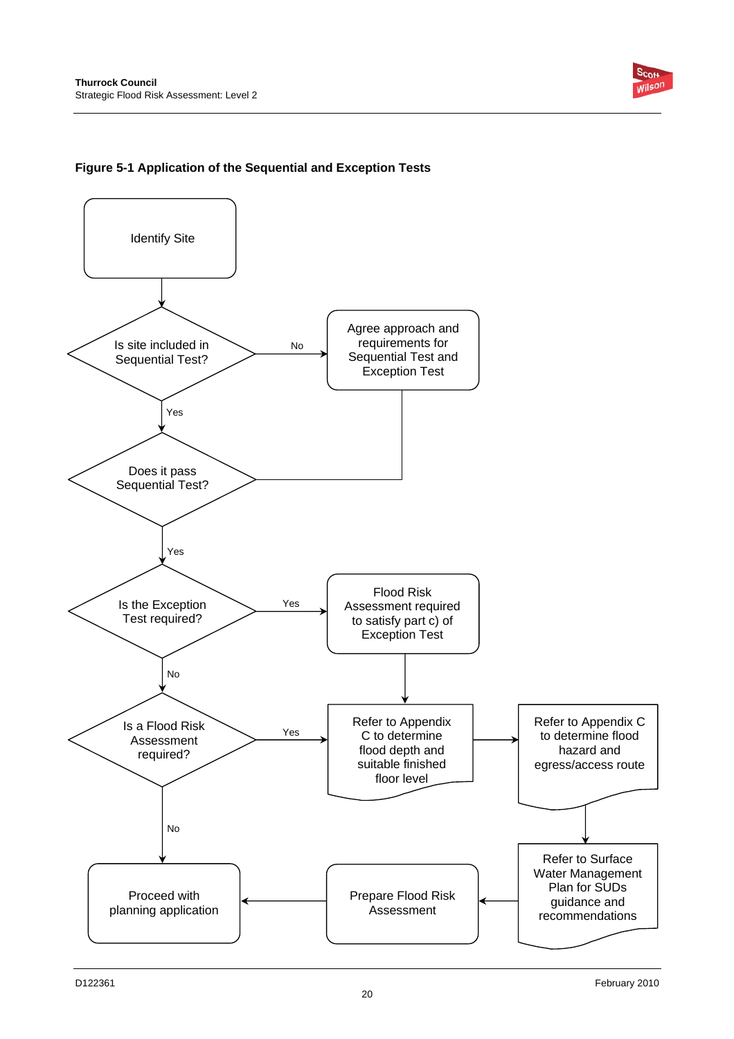**Figure 5-1 Application of the Sequential and Exception Tests**

Identify Site

Is site included in Sequential Test?

No

Agree approach and requirements for Sequential Test and Exception Test

Yes

Does it pass Sequential Test?

Yes

Is the Exception Test required?

Yes

Flood Risk Assessment required to satisfy part c) of Exception Test

No

Is a Flood Risk Assessment required?

Yes

Refer to Appendix C to determine flood depth and suitable finished floor level

Refer to Appendix C to determine flood hazard and egress/access route

No

Refer to Surface Water Management Plan for SUDs guidance and recommendations

Prepare Flood Risk Assessment

Proceed with planning application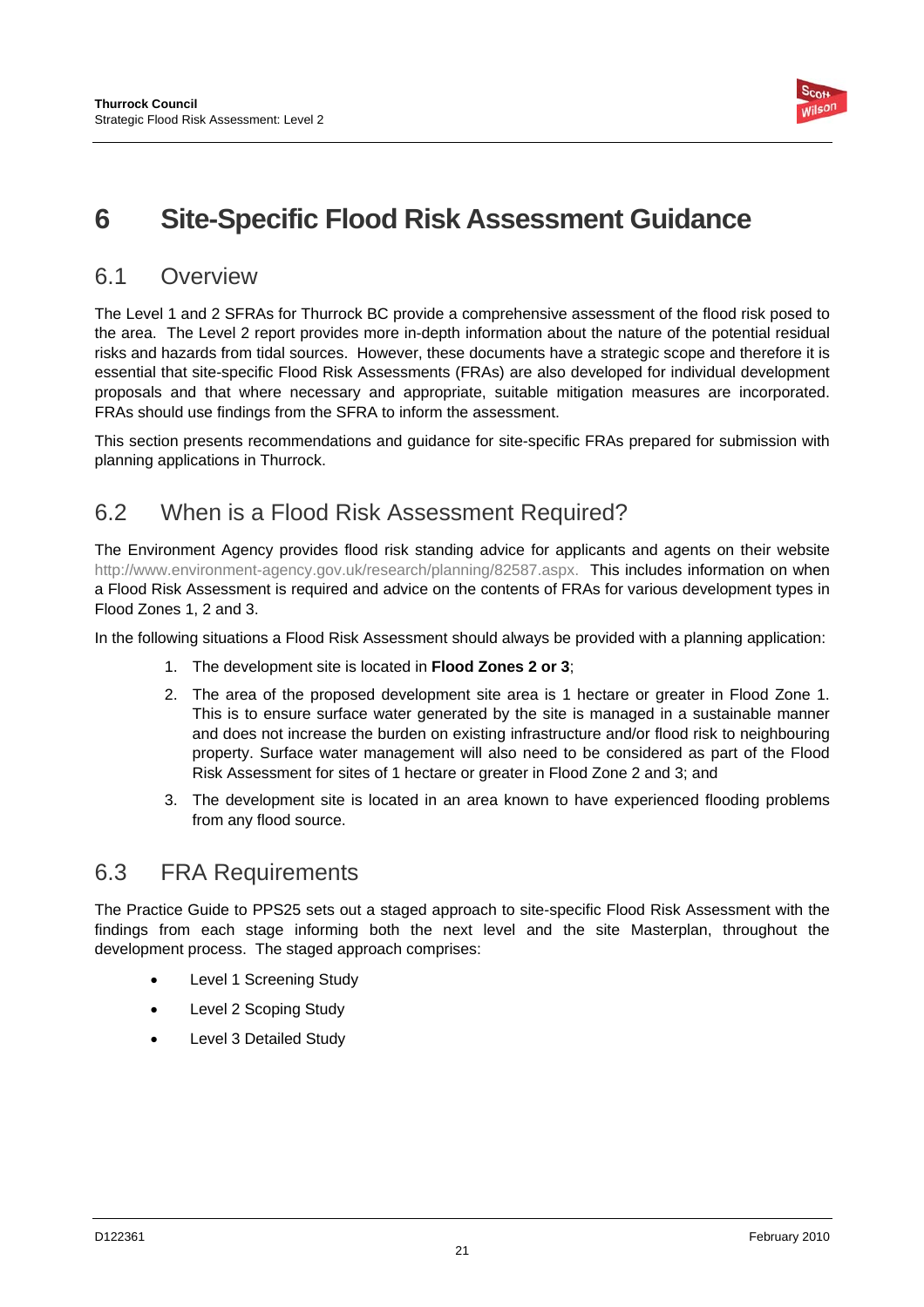# 6 Site-Specific Flood Risk Assessment Guidance

## 6.1 Overview

The Level 1 and 2 SFRAs for Thurrock BC provide a comprehensive assessment of the flood risk posed to the area. The Level 2 report provides more in-depth information about the nature of the potential residual risks and hazards from tidal sources. However, these documents have a strategic scope and therefore it is essential that site-specific Flood Risk Assessments (FRAs) are also developed for individual development proposals and that where necessary and appropriate, suitable mitigation measures are incorporated. FRAs should use findings from the SFRA to inform the assessment.

This section presents recommendations and guidance for site-specific FRAs prepared for submission with planning applications in Thurrock.

## 6.2 When is a Flood Risk Assessment Required?

The Environment Agency provides flood risk standing advice for applicants and agents on their website http://www.environment-agency.gov.uk/research/planning/82587.aspx. This includes information on when a Flood Risk Assessment is required and advice on the contents of FRAs for various development types in Flood Zones 1, 2 and 3.

In the following situations a Flood Risk Assessment should always be provided with a planning application:

1. The development site is located in **Flood Zones 2 or 3**;
2. The area of the proposed development site area is 1 hectare or greater in Flood Zone 1. This is to ensure surface water generated by the site is managed in a sustainable manner and does not increase the burden on existing infrastructure and/or flood risk to neighbouring property. Surface water management will also need to be considered as part of the Flood Risk Assessment for sites of 1 hectare or greater in Flood Zone 2 and 3; and
3. The development site is located in an area known to have experienced flooding problems from any flood source.

## 6.3 FRA Requirements

The Practice Guide to PPS25 sets out a staged approach to site-specific Flood Risk Assessment with the findings from each stage informing both the next level and the site Masterplan, throughout the development process. The staged approach comprises:

- Level 1 Screening Study
- Level 2 Scoping Study
- Level 3 Detailed Study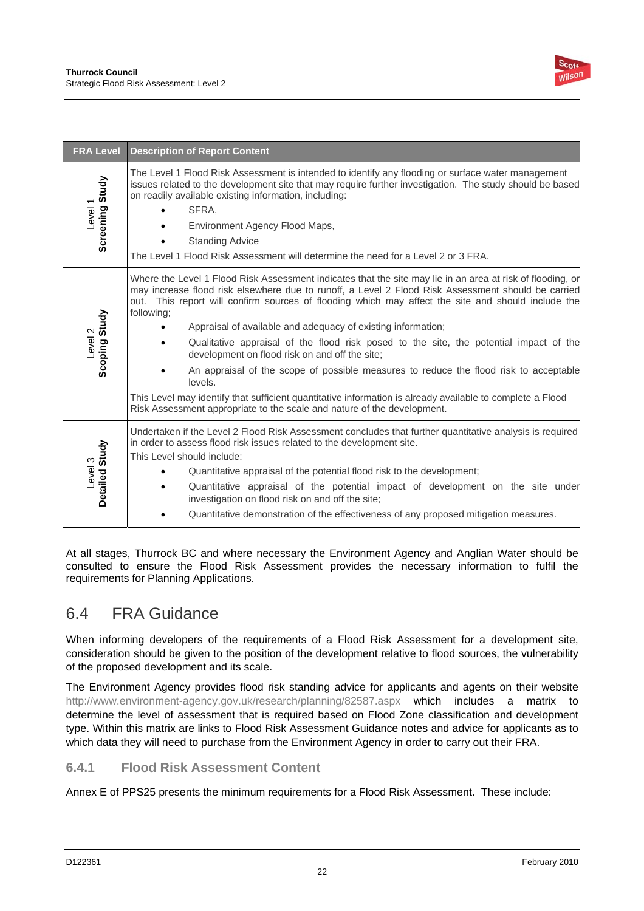| FRA Level | Description of Report Content |
|---|---|
| Level 1 **Screening Study** | The Level 1 Flood Risk Assessment is intended to identify any flooding or surface water management issues related to the development site that may require further investigation. The study should be based on readily available existing information, including:<br>• SFRA,<br>• Environment Agency Flood Maps,<br>• Standing Advice<br>The Level 1 Flood Risk Assessment will determine the need for a Level 2 or 3 FRA. |
| Level 2 **Scoping Study** | Where the Level 1 Flood Risk Assessment indicates that the site may lie in an area at risk of flooding, or may increase flood risk elsewhere due to runoff, a Level 2 Flood Risk Assessment should be carried out. This report will confirm sources of flooding which may affect the site and should include the following;<br>• Appraisal of available and adequacy of existing information;<br>• Qualitative appraisal of the flood risk posed to the site, the potential impact of the development on flood risk on and off the site;<br>• An appraisal of the scope of possible measures to reduce the flood risk to acceptable levels.<br>This Level may identify that sufficient quantitative information is already available to complete a Flood Risk Assessment appropriate to the scale and nature of the development. |
| Level 3 **Detailed Study** | Undertaken if the Level 2 Flood Risk Assessment concludes that further quantitative analysis is required in order to assess flood risk issues related to the development site.<br>This Level should include:<br>• Quantitative appraisal of the potential flood risk to the development;<br>• Quantitative appraisal of the potential impact of development on the site under investigation on flood risk on and off the site;<br>• Quantitative demonstration of the effectiveness of any proposed mitigation measures. |

At all stages, Thurrock BC and where necessary the Environment Agency and Anglian Water should be consulted to ensure the Flood Risk Assessment provides the necessary information to fulfil the requirements for Planning Applications.

## 6.4 FRA Guidance

When informing developers of the requirements of a Flood Risk Assessment for a development site, consideration should be given to the position of the development relative to flood sources, the vulnerability of the proposed development and its scale.

The Environment Agency provides flood risk standing advice for applicants and agents on their website http://www.environment-agency.gov.uk/research/planning/82587.aspx which includes a matrix to determine the level of assessment that is required based on Flood Zone classification and development type. Within this matrix are links to Flood Risk Assessment Guidance notes and advice for applicants as to which data they will need to purchase from the Environment Agency in order to carry out their FRA.

### 6.4.1 Flood Risk Assessment Content

Annex E of PPS25 presents the minimum requirements for a Flood Risk Assessment. These include: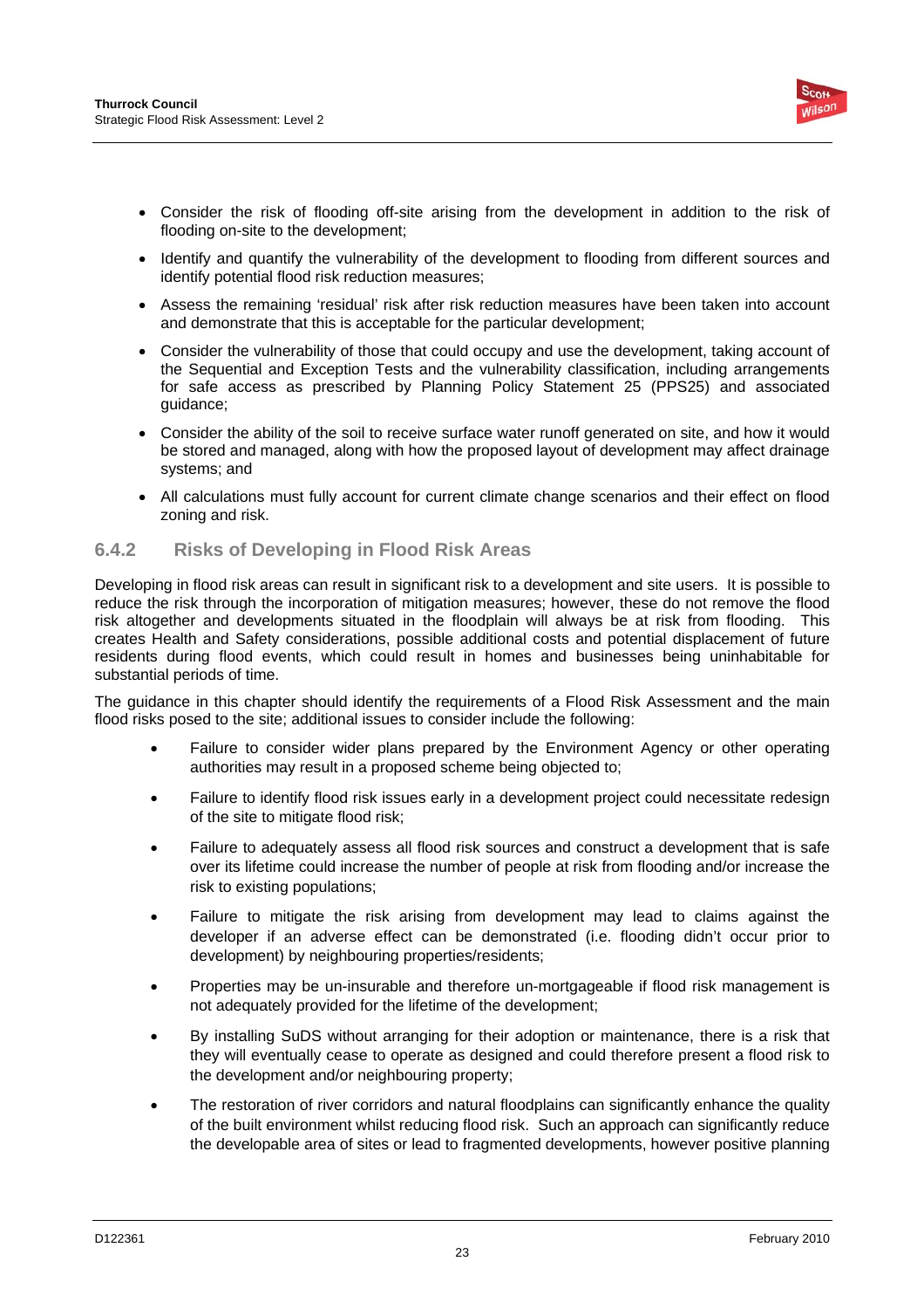- Consider the risk of flooding off-site arising from the development in addition to the risk of flooding on-site to the development;
- Identify and quantify the vulnerability of the development to flooding from different sources and identify potential flood risk reduction measures;
- Assess the remaining 'residual' risk after risk reduction measures have been taken into account and demonstrate that this is acceptable for the particular development;
- Consider the vulnerability of those that could occupy and use the development, taking account of the Sequential and Exception Tests and the vulnerability classification, including arrangements for safe access as prescribed by Planning Policy Statement 25 (PPS25) and associated guidance;
- Consider the ability of the soil to receive surface water runoff generated on site, and how it would be stored and managed, along with how the proposed layout of development may affect drainage systems; and
- All calculations must fully account for current climate change scenarios and their effect on flood zoning and risk.

### 6.4.2 Risks of Developing in Flood Risk Areas

Developing in flood risk areas can result in significant risk to a development and site users. It is possible to reduce the risk through the incorporation of mitigation measures; however, these do not remove the flood risk altogether and developments situated in the floodplain will always be at risk from flooding. This creates Health and Safety considerations, possible additional costs and potential displacement of future residents during flood events, which could result in homes and businesses being uninhabitable for substantial periods of time.

The guidance in this chapter should identify the requirements of a Flood Risk Assessment and the main flood risks posed to the site; additional issues to consider include the following:

- Failure to consider wider plans prepared by the Environment Agency or other operating authorities may result in a proposed scheme being objected to;
- Failure to identify flood risk issues early in a development project could necessitate redesign of the site to mitigate flood risk;
- Failure to adequately assess all flood risk sources and construct a development that is safe over its lifetime could increase the number of people at risk from flooding and/or increase the risk to existing populations;
- Failure to mitigate the risk arising from development may lead to claims against the developer if an adverse effect can be demonstrated (i.e. flooding didn't occur prior to development) by neighbouring properties/residents;
- Properties may be un-insurable and therefore un-mortgageable if flood risk management is not adequately provided for the lifetime of the development;
- By installing SuDS without arranging for their adoption or maintenance, there is a risk that they will eventually cease to operate as designed and could therefore present a flood risk to the development and/or neighbouring property;
- The restoration of river corridors and natural floodplains can significantly enhance the quality of the built environment whilst reducing flood risk. Such an approach can significantly reduce the developable area of sites or lead to fragmented developments, however positive planning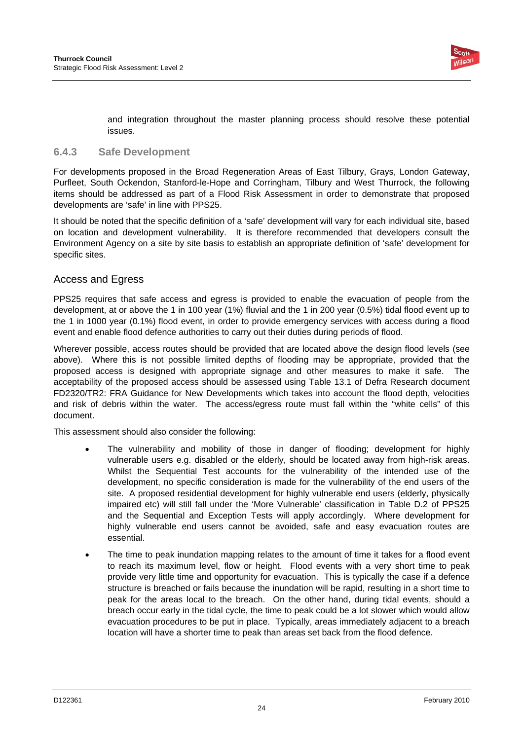and integration throughout the master planning process should resolve these potential issues.

### 6.4.3 Safe Development

For developments proposed in the Broad Regeneration Areas of East Tilbury, Grays, London Gateway, Purfleet, South Ockendon, Stanford-le-Hope and Corringham, Tilbury and West Thurrock, the following items should be addressed as part of a Flood Risk Assessment in order to demonstrate that proposed developments are 'safe' in line with PPS25.

It should be noted that the specific definition of a 'safe' development will vary for each individual site, based on location and development vulnerability. It is therefore recommended that developers consult the Environment Agency on a site by site basis to establish an appropriate definition of 'safe' development for specific sites.

#### Access and Egress

PPS25 requires that safe access and egress is provided to enable the evacuation of people from the development, at or above the 1 in 100 year (1%) fluvial and the 1 in 200 year (0.5%) tidal flood event up to the 1 in 1000 year (0.1%) flood event, in order to provide emergency services with access during a flood event and enable flood defence authorities to carry out their duties during periods of flood.

Wherever possible, access routes should be provided that are located above the design flood levels (see above). Where this is not possible limited depths of flooding may be appropriate, provided that the proposed access is designed with appropriate signage and other measures to make it safe. The acceptability of the proposed access should be assessed using Table 13.1 of Defra Research document FD2320/TR2: FRA Guidance for New Developments which takes into account the flood depth, velocities and risk of debris within the water. The access/egress route must fall within the "white cells" of this document.

This assessment should also consider the following:

- The vulnerability and mobility of those in danger of flooding; development for highly vulnerable users e.g. disabled or the elderly, should be located away from high-risk areas. Whilst the Sequential Test accounts for the vulnerability of the intended use of the development, no specific consideration is made for the vulnerability of the end users of the site. A proposed residential development for highly vulnerable end users (elderly, physically impaired etc) will still fall under the 'More Vulnerable' classification in Table D.2 of PPS25 and the Sequential and Exception Tests will apply accordingly. Where development for highly vulnerable end users cannot be avoided, safe and easy evacuation routes are essential.
- The time to peak inundation mapping relates to the amount of time it takes for a flood event to reach its maximum level, flow or height. Flood events with a very short time to peak provide very little time and opportunity for evacuation. This is typically the case if a defence structure is breached or fails because the inundation will be rapid, resulting in a short time to peak for the areas local to the breach. On the other hand, during tidal events, should a breach occur early in the tidal cycle, the time to peak could be a lot slower which would allow evacuation procedures to be put in place. Typically, areas immediately adjacent to a breach location will have a shorter time to peak than areas set back from the flood defence.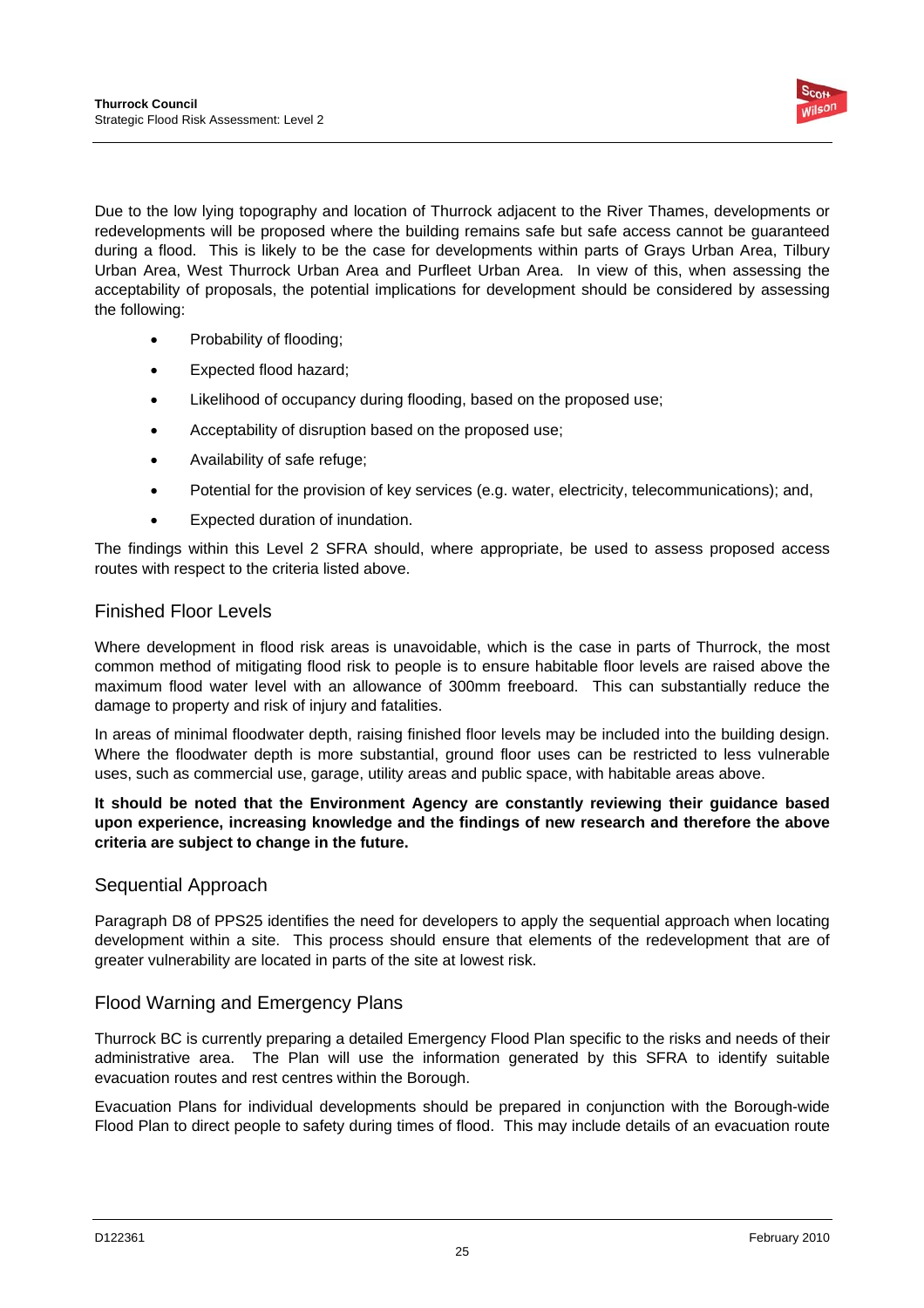Due to the low lying topography and location of Thurrock adjacent to the River Thames, developments or redevelopments will be proposed where the building remains safe but safe access cannot be guaranteed during a flood. This is likely to be the case for developments within parts of Grays Urban Area, Tilbury Urban Area, West Thurrock Urban Area and Purfleet Urban Area. In view of this, when assessing the acceptability of proposals, the potential implications for development should be considered by assessing the following:

- Probability of flooding;
- Expected flood hazard;
- Likelihood of occupancy during flooding, based on the proposed use;
- Acceptability of disruption based on the proposed use;
- Availability of safe refuge;
- Potential for the provision of key services (e.g. water, electricity, telecommunications); and,
- Expected duration of inundation.

The findings within this Level 2 SFRA should, where appropriate, be used to assess proposed access routes with respect to the criteria listed above.

## Finished Floor Levels

Where development in flood risk areas is unavoidable, which is the case in parts of Thurrock, the most common method of mitigating flood risk to people is to ensure habitable floor levels are raised above the maximum flood water level with an allowance of 300mm freeboard. This can substantially reduce the damage to property and risk of injury and fatalities.

In areas of minimal floodwater depth, raising finished floor levels may be included into the building design. Where the floodwater depth is more substantial, ground floor uses can be restricted to less vulnerable uses, such as commercial use, garage, utility areas and public space, with habitable areas above.

**It should be noted that the Environment Agency are constantly reviewing their guidance based upon experience, increasing knowledge and the findings of new research and therefore the above criteria are subject to change in the future.**

## Sequential Approach

Paragraph D8 of PPS25 identifies the need for developers to apply the sequential approach when locating development within a site. This process should ensure that elements of the redevelopment that are of greater vulnerability are located in parts of the site at lowest risk.

## Flood Warning and Emergency Plans

Thurrock BC is currently preparing a detailed Emergency Flood Plan specific to the risks and needs of their administrative area. The Plan will use the information generated by this SFRA to identify suitable evacuation routes and rest centres within the Borough.

Evacuation Plans for individual developments should be prepared in conjunction with the Borough-wide Flood Plan to direct people to safety during times of flood. This may include details of an evacuation route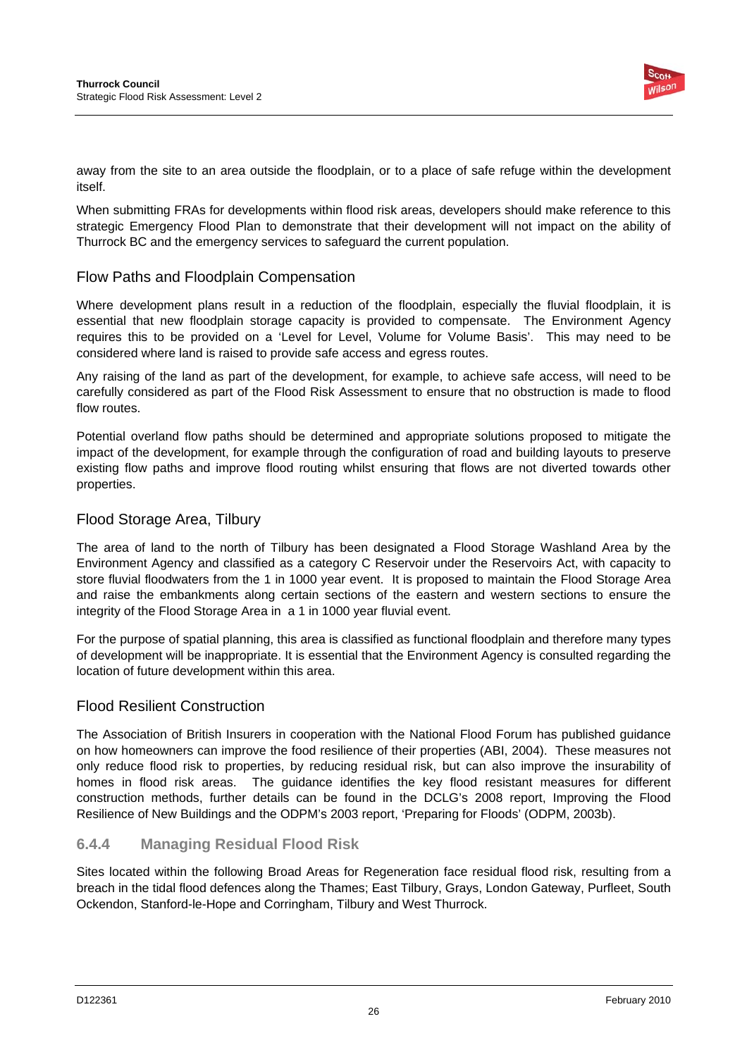away from the site to an area outside the floodplain, or to a place of safe refuge within the development itself.

When submitting FRAs for developments within flood risk areas, developers should make reference to this strategic Emergency Flood Plan to demonstrate that their development will not impact on the ability of Thurrock BC and the emergency services to safeguard the current population.

### Flow Paths and Floodplain Compensation

Where development plans result in a reduction of the floodplain, especially the fluvial floodplain, it is essential that new floodplain storage capacity is provided to compensate. The Environment Agency requires this to be provided on a 'Level for Level, Volume for Volume Basis'. This may need to be considered where land is raised to provide safe access and egress routes.

Any raising of the land as part of the development, for example, to achieve safe access, will need to be carefully considered as part of the Flood Risk Assessment to ensure that no obstruction is made to flood flow routes.

Potential overland flow paths should be determined and appropriate solutions proposed to mitigate the impact of the development, for example through the configuration of road and building layouts to preserve existing flow paths and improve flood routing whilst ensuring that flows are not diverted towards other properties.

### Flood Storage Area, Tilbury

The area of land to the north of Tilbury has been designated a Flood Storage Washland Area by the Environment Agency and classified as a category C Reservoir under the Reservoirs Act, with capacity to store fluvial floodwaters from the 1 in 1000 year event. It is proposed to maintain the Flood Storage Area and raise the embankments along certain sections of the eastern and western sections to ensure the integrity of the Flood Storage Area in a 1 in 1000 year fluvial event.

For the purpose of spatial planning, this area is classified as functional floodplain and therefore many types of development will be inappropriate. It is essential that the Environment Agency is consulted regarding the location of future development within this area.

### Flood Resilient Construction

The Association of British Insurers in cooperation with the National Flood Forum has published guidance on how homeowners can improve the food resilience of their properties (ABI, 2004). These measures not only reduce flood risk to properties, by reducing residual risk, but can also improve the insurability of homes in flood risk areas. The guidance identifies the key flood resistant measures for different construction methods, further details can be found in the DCLG's 2008 report, Improving the Flood Resilience of New Buildings and the ODPM's 2003 report, 'Preparing for Floods' (ODPM, 2003b).

## 6.4.4 Managing Residual Flood Risk

Sites located within the following Broad Areas for Regeneration face residual flood risk, resulting from a breach in the tidal flood defences along the Thames; East Tilbury, Grays, London Gateway, Purfleet, South Ockendon, Stanford-le-Hope and Corringham, Tilbury and West Thurrock.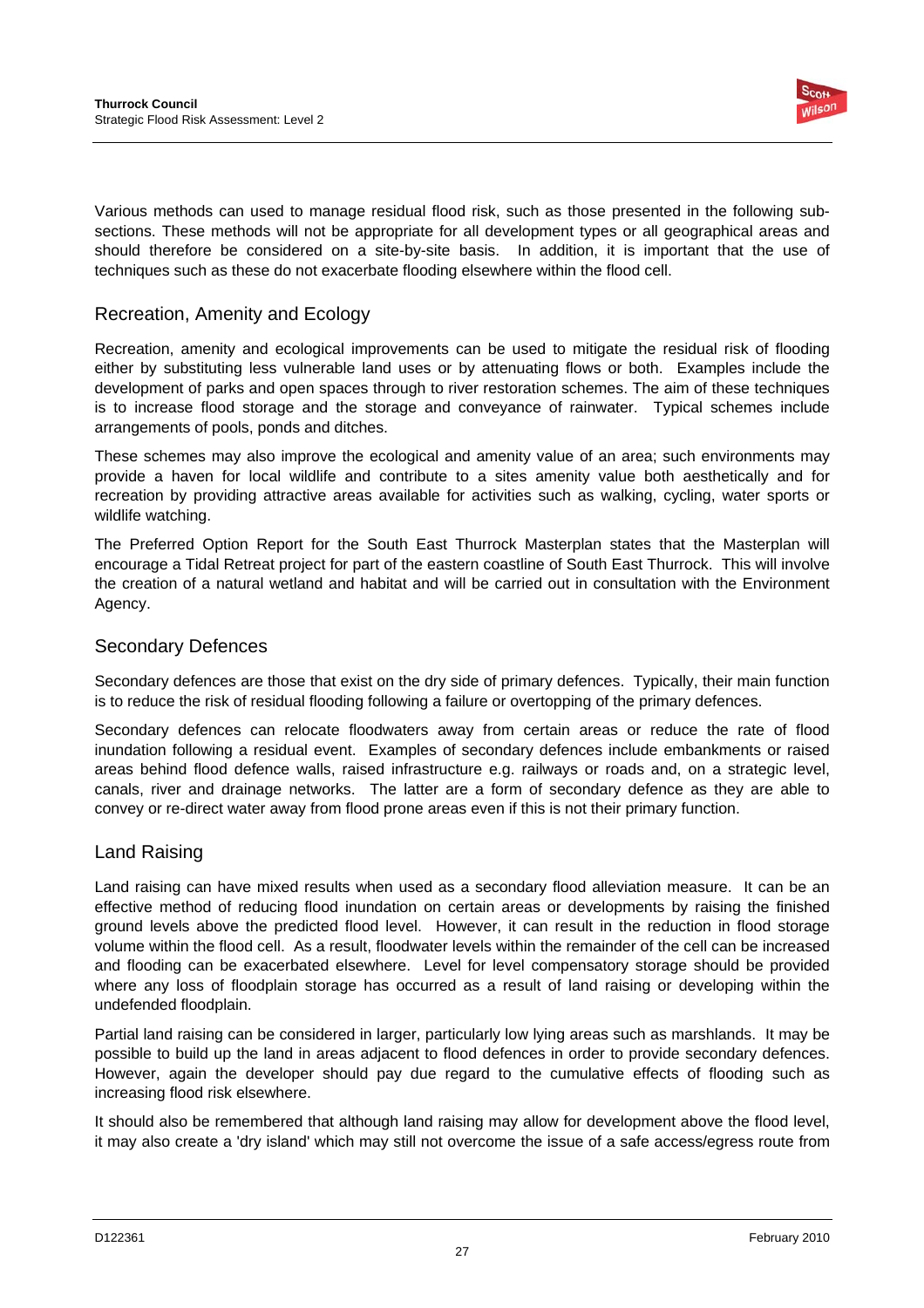Various methods can used to manage residual flood risk, such as those presented in the following sub-sections. These methods will not be appropriate for all development types or all geographical areas and should therefore be considered on a site-by-site basis. In addition, it is important that the use of techniques such as these do not exacerbate flooding elsewhere within the flood cell.

## Recreation, Amenity and Ecology

Recreation, amenity and ecological improvements can be used to mitigate the residual risk of flooding either by substituting less vulnerable land uses or by attenuating flows or both. Examples include the development of parks and open spaces through to river restoration schemes. The aim of these techniques is to increase flood storage and the storage and conveyance of rainwater. Typical schemes include arrangements of pools, ponds and ditches.

These schemes may also improve the ecological and amenity value of an area; such environments may provide a haven for local wildlife and contribute to a sites amenity value both aesthetically and for recreation by providing attractive areas available for activities such as walking, cycling, water sports or wildlife watching.

The Preferred Option Report for the South East Thurrock Masterplan states that the Masterplan will encourage a Tidal Retreat project for part of the eastern coastline of South East Thurrock. This will involve the creation of a natural wetland and habitat and will be carried out in consultation with the Environment Agency.

## Secondary Defences

Secondary defences are those that exist on the dry side of primary defences. Typically, their main function is to reduce the risk of residual flooding following a failure or overtopping of the primary defences.

Secondary defences can relocate floodwaters away from certain areas or reduce the rate of flood inundation following a residual event. Examples of secondary defences include embankments or raised areas behind flood defence walls, raised infrastructure e.g. railways or roads and, on a strategic level, canals, river and drainage networks. The latter are a form of secondary defence as they are able to convey or re-direct water away from flood prone areas even if this is not their primary function.

## Land Raising

Land raising can have mixed results when used as a secondary flood alleviation measure. It can be an effective method of reducing flood inundation on certain areas or developments by raising the finished ground levels above the predicted flood level. However, it can result in the reduction in flood storage volume within the flood cell. As a result, floodwater levels within the remainder of the cell can be increased and flooding can be exacerbated elsewhere. Level for level compensatory storage should be provided where any loss of floodplain storage has occurred as a result of land raising or developing within the undefended floodplain.

Partial land raising can be considered in larger, particularly low lying areas such as marshlands. It may be possible to build up the land in areas adjacent to flood defences in order to provide secondary defences. However, again the developer should pay due regard to the cumulative effects of flooding such as increasing flood risk elsewhere.

It should also be remembered that although land raising may allow for development above the flood level, it may also create a 'dry island' which may still not overcome the issue of a safe access/egress route from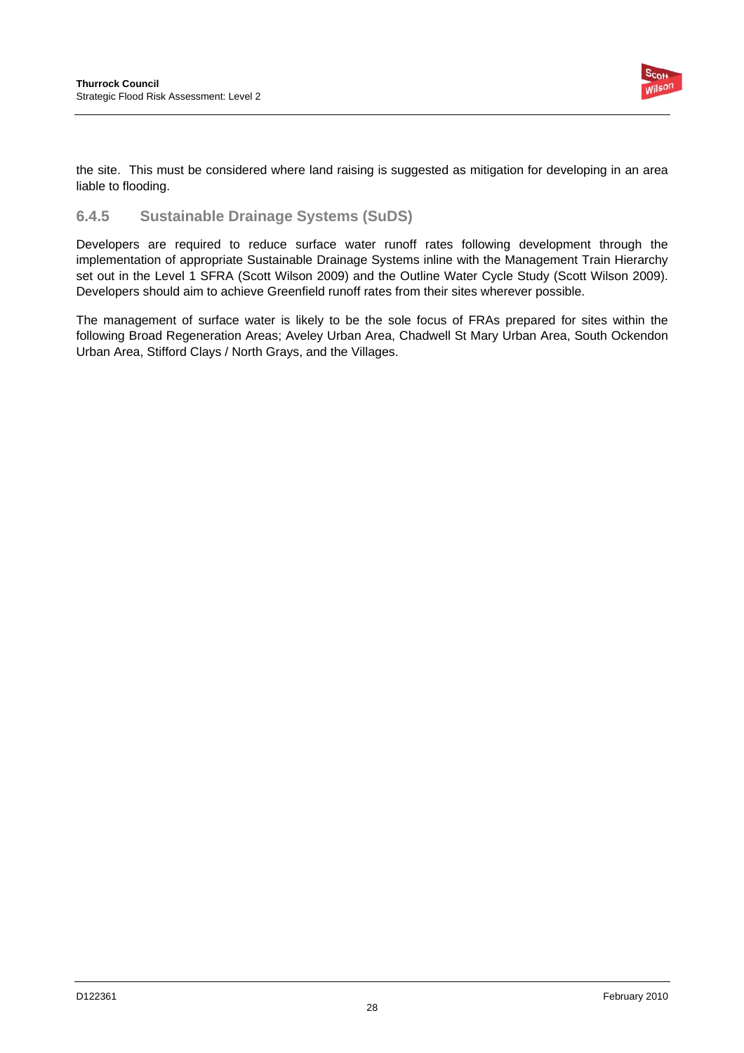the site. This must be considered where land raising is suggested as mitigation for developing in an area liable to flooding.

### 6.4.5 Sustainable Drainage Systems (SuDS)

Developers are required to reduce surface water runoff rates following development through the implementation of appropriate Sustainable Drainage Systems inline with the Management Train Hierarchy set out in the Level 1 SFRA (Scott Wilson 2009) and the Outline Water Cycle Study (Scott Wilson 2009). Developers should aim to achieve Greenfield runoff rates from their sites wherever possible.

The management of surface water is likely to be the sole focus of FRAs prepared for sites within the following Broad Regeneration Areas; Aveley Urban Area, Chadwell St Mary Urban Area, South Ockendon Urban Area, Stifford Clays / North Grays, and the Villages.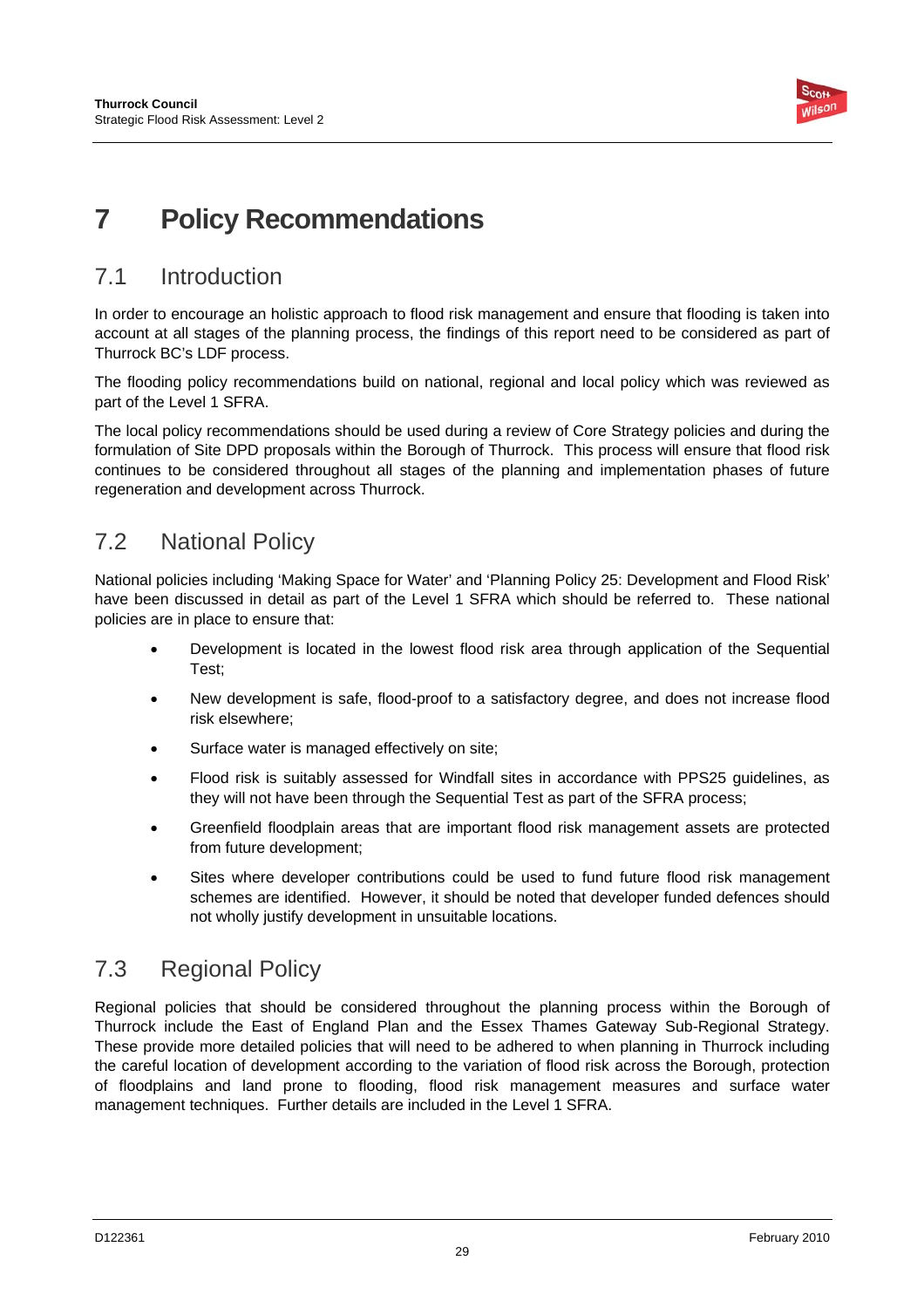# 7 Policy Recommendations

## 7.1 Introduction

In order to encourage an holistic approach to flood risk management and ensure that flooding is taken into account at all stages of the planning process, the findings of this report need to be considered as part of Thurrock BC's LDF process.

The flooding policy recommendations build on national, regional and local policy which was reviewed as part of the Level 1 SFRA.

The local policy recommendations should be used during a review of Core Strategy policies and during the formulation of Site DPD proposals within the Borough of Thurrock. This process will ensure that flood risk continues to be considered throughout all stages of the planning and implementation phases of future regeneration and development across Thurrock.

## 7.2 National Policy

National policies including 'Making Space for Water' and 'Planning Policy 25: Development and Flood Risk' have been discussed in detail as part of the Level 1 SFRA which should be referred to. These national policies are in place to ensure that:

- Development is located in the lowest flood risk area through application of the Sequential Test;
- New development is safe, flood-proof to a satisfactory degree, and does not increase flood risk elsewhere;
- Surface water is managed effectively on site;
- Flood risk is suitably assessed for Windfall sites in accordance with PPS25 guidelines, as they will not have been through the Sequential Test as part of the SFRA process;
- Greenfield floodplain areas that are important flood risk management assets are protected from future development;
- Sites where developer contributions could be used to fund future flood risk management schemes are identified. However, it should be noted that developer funded defences should not wholly justify development in unsuitable locations.

## 7.3 Regional Policy

Regional policies that should be considered throughout the planning process within the Borough of Thurrock include the East of England Plan and the Essex Thames Gateway Sub-Regional Strategy. These provide more detailed policies that will need to be adhered to when planning in Thurrock including the careful location of development according to the variation of flood risk across the Borough, protection of floodplains and land prone to flooding, flood risk management measures and surface water management techniques. Further details are included in the Level 1 SFRA.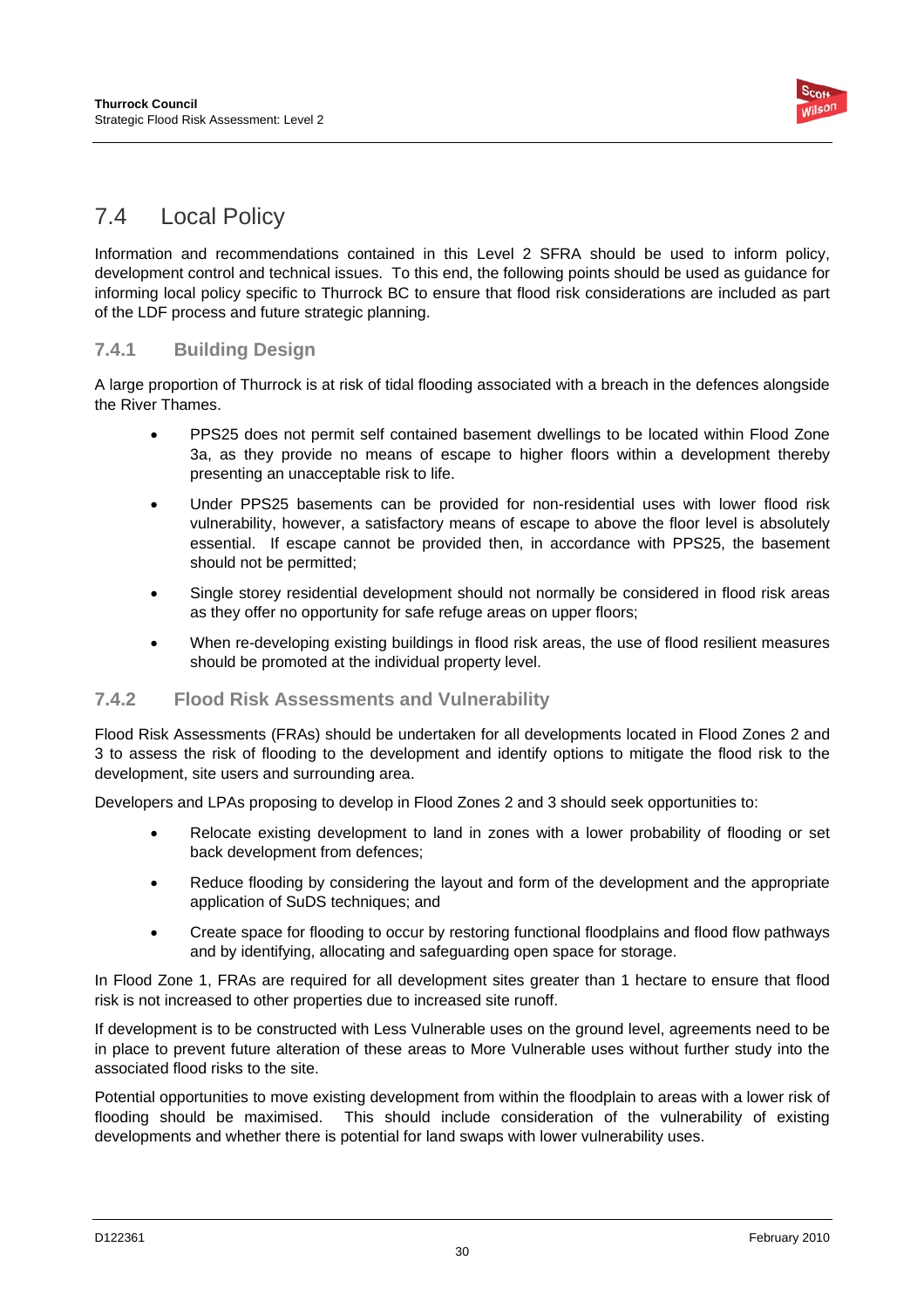## 7.4 Local Policy

Information and recommendations contained in this Level 2 SFRA should be used to inform policy, development control and technical issues. To this end, the following points should be used as guidance for informing local policy specific to Thurrock BC to ensure that flood risk considerations are included as part of the LDF process and future strategic planning.

### 7.4.1 Building Design

A large proportion of Thurrock is at risk of tidal flooding associated with a breach in the defences alongside the River Thames.

- PPS25 does not permit self contained basement dwellings to be located within Flood Zone 3a, as they provide no means of escape to higher floors within a development thereby presenting an unacceptable risk to life.
- Under PPS25 basements can be provided for non-residential uses with lower flood risk vulnerability, however, a satisfactory means of escape to above the floor level is absolutely essential. If escape cannot be provided then, in accordance with PPS25, the basement should not be permitted;
- Single storey residential development should not normally be considered in flood risk areas as they offer no opportunity for safe refuge areas on upper floors;
- When re-developing existing buildings in flood risk areas, the use of flood resilient measures should be promoted at the individual property level.

### 7.4.2 Flood Risk Assessments and Vulnerability

Flood Risk Assessments (FRAs) should be undertaken for all developments located in Flood Zones 2 and 3 to assess the risk of flooding to the development and identify options to mitigate the flood risk to the development, site users and surrounding area.

Developers and LPAs proposing to develop in Flood Zones 2 and 3 should seek opportunities to:

- Relocate existing development to land in zones with a lower probability of flooding or set back development from defences;
- Reduce flooding by considering the layout and form of the development and the appropriate application of SuDS techniques; and
- Create space for flooding to occur by restoring functional floodplains and flood flow pathways and by identifying, allocating and safeguarding open space for storage.

In Flood Zone 1, FRAs are required for all development sites greater than 1 hectare to ensure that flood risk is not increased to other properties due to increased site runoff.

If development is to be constructed with Less Vulnerable uses on the ground level, agreements need to be in place to prevent future alteration of these areas to More Vulnerable uses without further study into the associated flood risks to the site.

Potential opportunities to move existing development from within the floodplain to areas with a lower risk of flooding should be maximised. This should include consideration of the vulnerability of existing developments and whether there is potential for land swaps with lower vulnerability uses.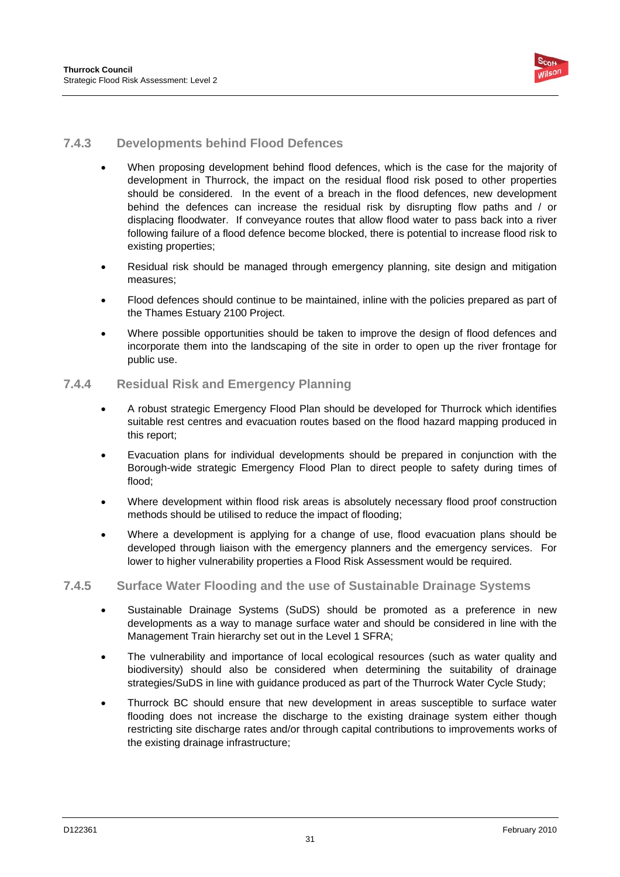### 7.4.3 Developments behind Flood Defences

- When proposing development behind flood defences, which is the case for the majority of development in Thurrock, the impact on the residual flood risk posed to other properties should be considered. In the event of a breach in the flood defences, new development behind the defences can increase the residual risk by disrupting flow paths and / or displacing floodwater. If conveyance routes that allow flood water to pass back into a river following failure of a flood defence become blocked, there is potential to increase flood risk to existing properties;
- Residual risk should be managed through emergency planning, site design and mitigation measures;
- Flood defences should continue to be maintained, inline with the policies prepared as part of the Thames Estuary 2100 Project.
- Where possible opportunities should be taken to improve the design of flood defences and incorporate them into the landscaping of the site in order to open up the river frontage for public use.

### 7.4.4 Residual Risk and Emergency Planning

- A robust strategic Emergency Flood Plan should be developed for Thurrock which identifies suitable rest centres and evacuation routes based on the flood hazard mapping produced in this report;
- Evacuation plans for individual developments should be prepared in conjunction with the Borough-wide strategic Emergency Flood Plan to direct people to safety during times of flood;
- Where development within flood risk areas is absolutely necessary flood proof construction methods should be utilised to reduce the impact of flooding;
- Where a development is applying for a change of use, flood evacuation plans should be developed through liaison with the emergency planners and the emergency services. For lower to higher vulnerability properties a Flood Risk Assessment would be required.

### 7.4.5 Surface Water Flooding and the use of Sustainable Drainage Systems

- Sustainable Drainage Systems (SuDS) should be promoted as a preference in new developments as a way to manage surface water and should be considered in line with the Management Train hierarchy set out in the Level 1 SFRA;
- The vulnerability and importance of local ecological resources (such as water quality and biodiversity) should also be considered when determining the suitability of drainage strategies/SuDS in line with guidance produced as part of the Thurrock Water Cycle Study;
- Thurrock BC should ensure that new development in areas susceptible to surface water flooding does not increase the discharge to the existing drainage system either though restricting site discharge rates and/or through capital contributions to improvements works of the existing drainage infrastructure;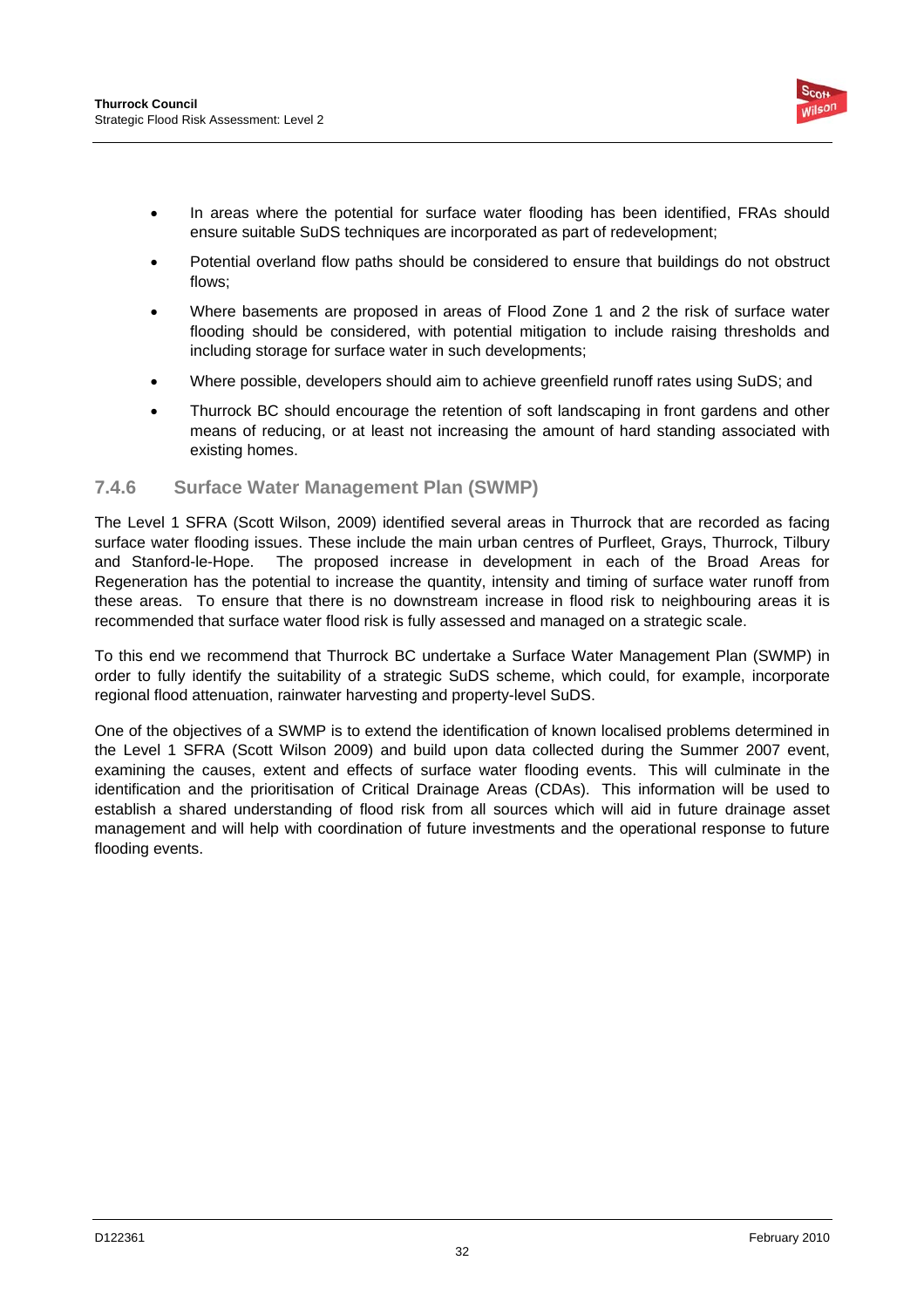- In areas where the potential for surface water flooding has been identified, FRAs should ensure suitable SuDS techniques are incorporated as part of redevelopment;
- Potential overland flow paths should be considered to ensure that buildings do not obstruct flows;
- Where basements are proposed in areas of Flood Zone 1 and 2 the risk of surface water flooding should be considered, with potential mitigation to include raising thresholds and including storage for surface water in such developments;
- Where possible, developers should aim to achieve greenfield runoff rates using SuDS; and
- Thurrock BC should encourage the retention of soft landscaping in front gardens and other means of reducing, or at least not increasing the amount of hard standing associated with existing homes.

### 7.4.6 Surface Water Management Plan (SWMP)

The Level 1 SFRA (Scott Wilson, 2009) identified several areas in Thurrock that are recorded as facing surface water flooding issues. These include the main urban centres of Purfleet, Grays, Thurrock, Tilbury and Stanford-le-Hope. The proposed increase in development in each of the Broad Areas for Regeneration has the potential to increase the quantity, intensity and timing of surface water runoff from these areas. To ensure that there is no downstream increase in flood risk to neighbouring areas it is recommended that surface water flood risk is fully assessed and managed on a strategic scale.

To this end we recommend that Thurrock BC undertake a Surface Water Management Plan (SWMP) in order to fully identify the suitability of a strategic SuDS scheme, which could, for example, incorporate regional flood attenuation, rainwater harvesting and property-level SuDS.

One of the objectives of a SWMP is to extend the identification of known localised problems determined in the Level 1 SFRA (Scott Wilson 2009) and build upon data collected during the Summer 2007 event, examining the causes, extent and effects of surface water flooding events. This will culminate in the identification and the prioritisation of Critical Drainage Areas (CDAs). This information will be used to establish a shared understanding of flood risk from all sources which will aid in future drainage asset management and will help with coordination of future investments and the operational response to future flooding events.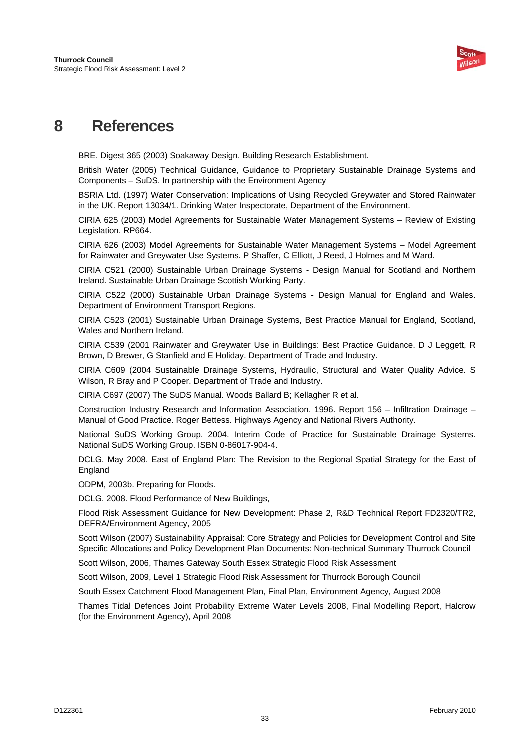# 8 References

BRE. Digest 365 (2003) Soakaway Design. Building Research Establishment.

British Water (2005) Technical Guidance, Guidance to Proprietary Sustainable Drainage Systems and Components – SuDS. In partnership with the Environment Agency

BSRIA Ltd. (1997) Water Conservation: Implications of Using Recycled Greywater and Stored Rainwater in the UK. Report 13034/1. Drinking Water Inspectorate, Department of the Environment.

CIRIA 625 (2003) Model Agreements for Sustainable Water Management Systems – Review of Existing Legislation. RP664.

CIRIA 626 (2003) Model Agreements for Sustainable Water Management Systems – Model Agreement for Rainwater and Greywater Use Systems. P Shaffer, C Elliott, J Reed, J Holmes and M Ward.

CIRIA C521 (2000) Sustainable Urban Drainage Systems - Design Manual for Scotland and Northern Ireland. Sustainable Urban Drainage Scottish Working Party.

CIRIA C522 (2000) Sustainable Urban Drainage Systems - Design Manual for England and Wales. Department of Environment Transport Regions.

CIRIA C523 (2001) Sustainable Urban Drainage Systems, Best Practice Manual for England, Scotland, Wales and Northern Ireland.

CIRIA C539 (2001 Rainwater and Greywater Use in Buildings: Best Practice Guidance. D J Leggett, R Brown, D Brewer, G Stanfield and E Holiday. Department of Trade and Industry.

CIRIA C609 (2004 Sustainable Drainage Systems, Hydraulic, Structural and Water Quality Advice. S Wilson, R Bray and P Cooper. Department of Trade and Industry.

CIRIA C697 (2007) The SuDS Manual. Woods Ballard B; Kellagher R et al.

Construction Industry Research and Information Association. 1996. Report 156 – Infiltration Drainage – Manual of Good Practice. Roger Bettess. Highways Agency and National Rivers Authority.

National SuDS Working Group. 2004. Interim Code of Practice for Sustainable Drainage Systems. National SuDS Working Group. ISBN 0-86017-904-4.

DCLG. May 2008. East of England Plan: The Revision to the Regional Spatial Strategy for the East of England

ODPM, 2003b. Preparing for Floods.

DCLG. 2008. Flood Performance of New Buildings,

Flood Risk Assessment Guidance for New Development: Phase 2, R&D Technical Report FD2320/TR2, DEFRA/Environment Agency, 2005

Scott Wilson (2007) Sustainability Appraisal: Core Strategy and Policies for Development Control and Site Specific Allocations and Policy Development Plan Documents: Non-technical Summary Thurrock Council

Scott Wilson, 2006, Thames Gateway South Essex Strategic Flood Risk Assessment

Scott Wilson, 2009, Level 1 Strategic Flood Risk Assessment for Thurrock Borough Council

South Essex Catchment Flood Management Plan, Final Plan, Environment Agency, August 2008

Thames Tidal Defences Joint Probability Extreme Water Levels 2008, Final Modelling Report, Halcrow (for the Environment Agency), April 2008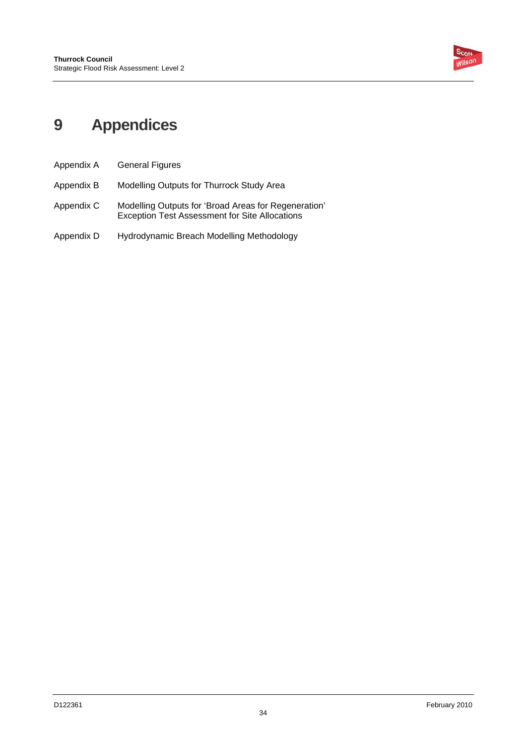# 9 Appendices

| | |
|---|---|
| Appendix A | General Figures |
| Appendix B | Modelling Outputs for Thurrock Study Area |
| Appendix C | Modelling Outputs for 'Broad Areas for Regeneration' Exception Test Assessment for Site Allocations |
| Appendix D | Hydrodynamic Breach Modelling Methodology |